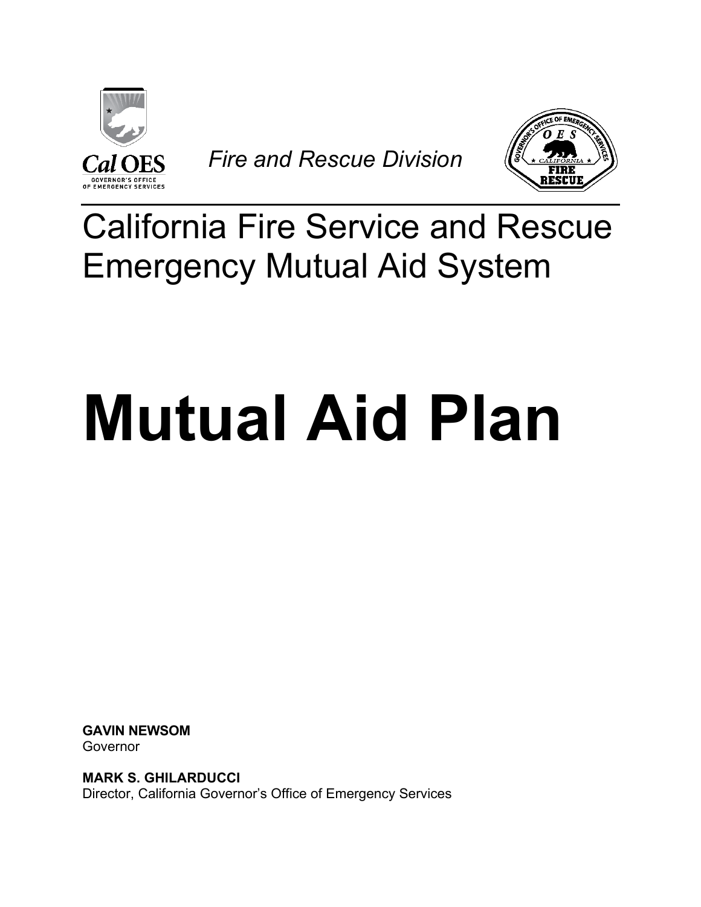Cal OES
GOVERNOR'S OFFICE
OF EMERGENCY SERVICES

*Fire and Rescue Division*

# California Fire Service and Rescue Emergency Mutual Aid System

# Mutual Aid Plan

**GAVIN NEWSOM**
Governor

**MARK S. GHILARDUCCI**
Director, California Governor's Office of Emergency Services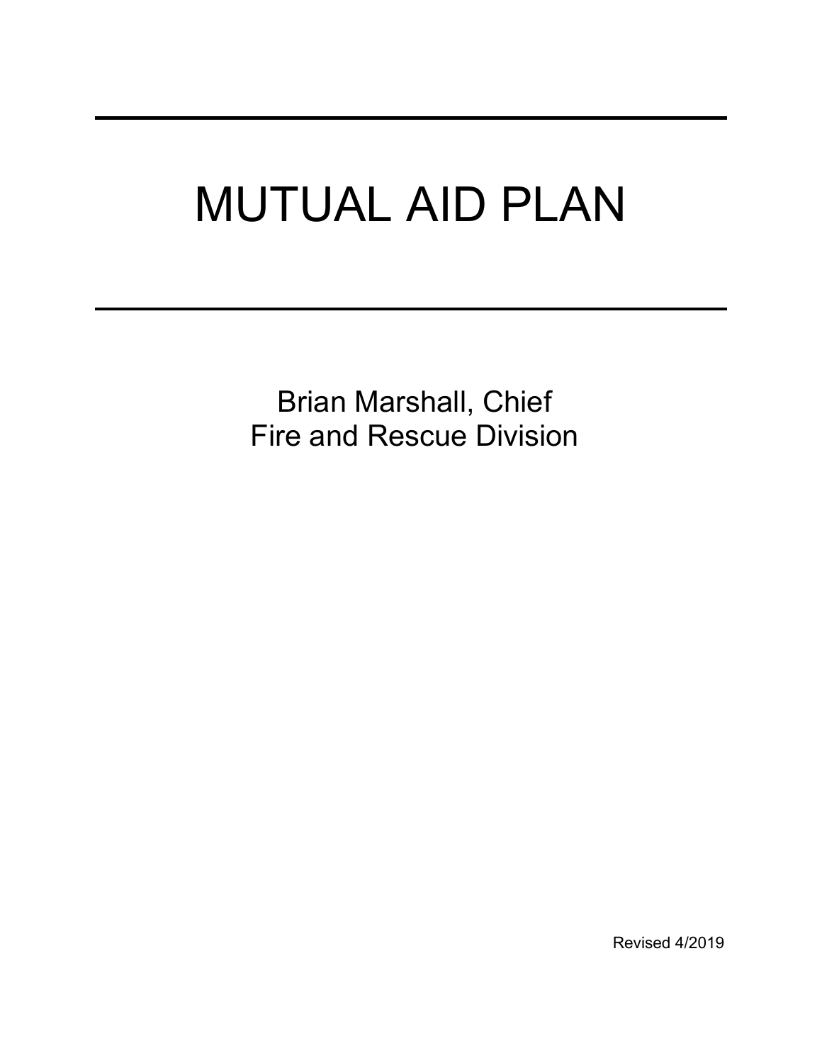# MUTUAL AID PLAN

Brian Marshall, Chief
Fire and Rescue Division

Revised 4/2019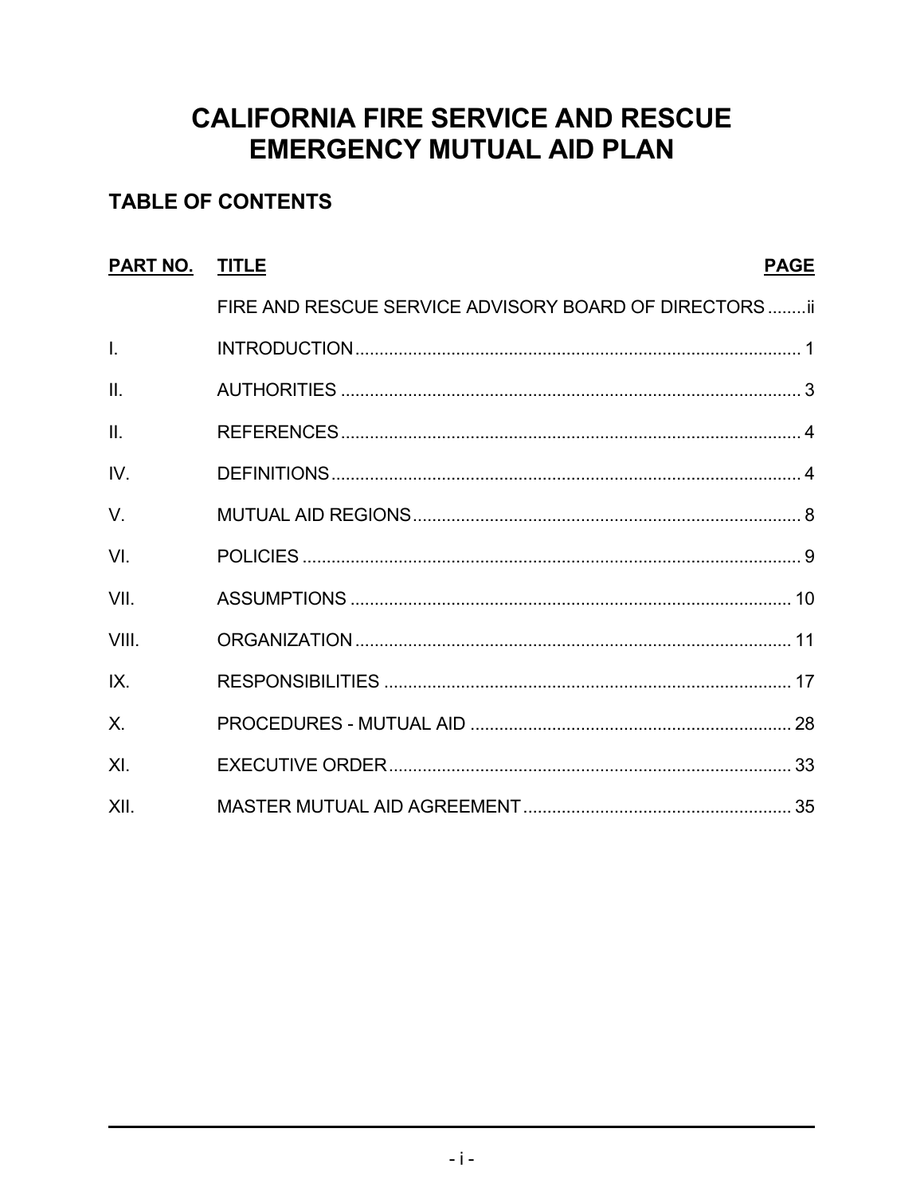# CALIFORNIA FIRE SERVICE AND RESCUE EMERGENCY MUTUAL AID PLAN

## TABLE OF CONTENTS

| PART NO. | TITLE | PAGE |
|---|---|---|
| | FIRE AND RESCUE SERVICE ADVISORY BOARD OF DIRECTORS | ii |
| I. | INTRODUCTION | 1 |
| II. | AUTHORITIES | 3 |
| II. | REFERENCES | 4 |
| IV. | DEFINITIONS | 4 |
| V. | MUTUAL AID REGIONS | 8 |
| VI. | POLICIES | 9 |
| VII. | ASSUMPTIONS | 10 |
| VIII. | ORGANIZATION | 11 |
| IX. | RESPONSIBILITIES | 17 |
| X. | PROCEDURES - MUTUAL AID | 28 |
| XI. | EXECUTIVE ORDER | 33 |
| XII. | MASTER MUTUAL AID AGREEMENT | 35 |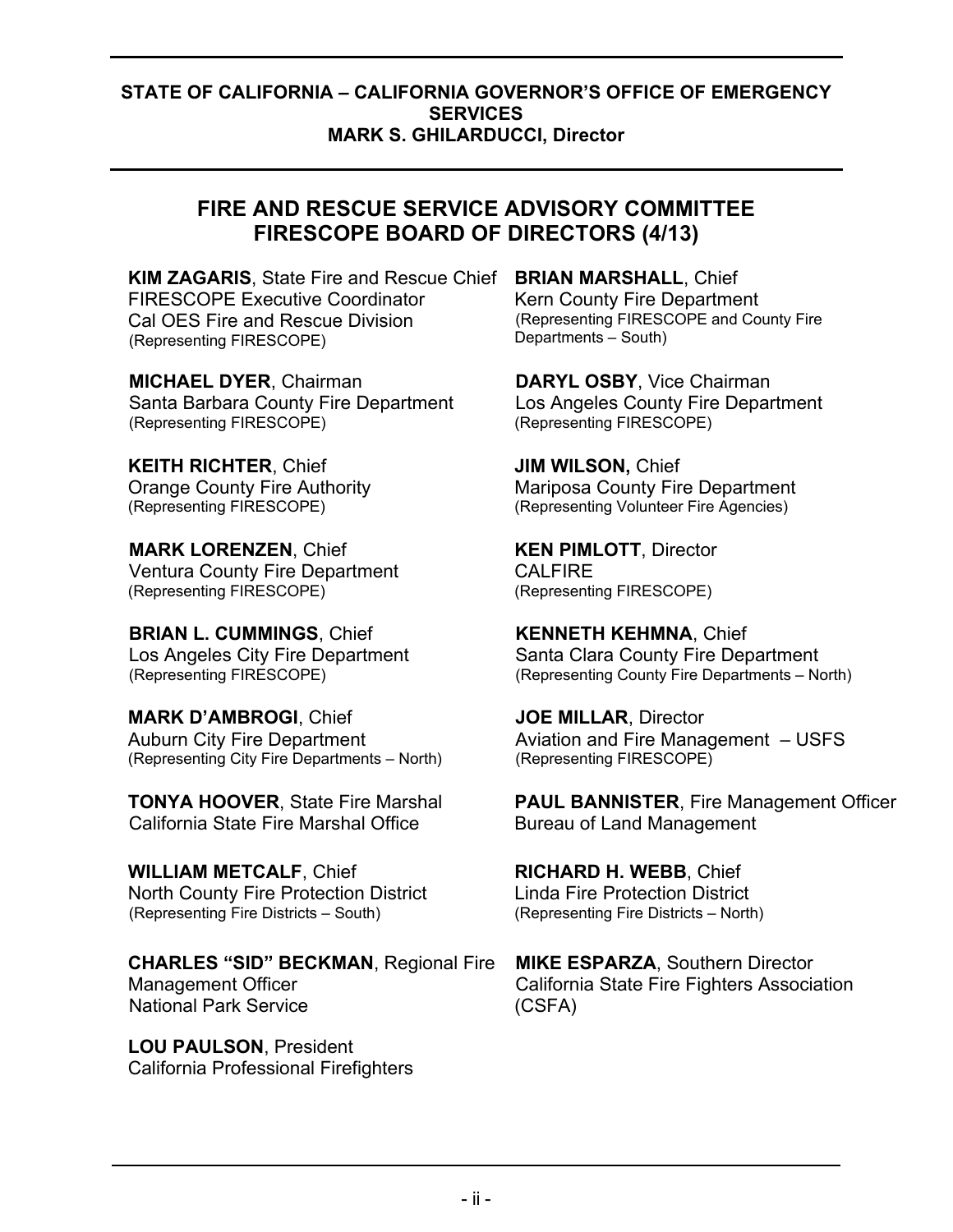**STATE OF CALIFORNIA – CALIFORNIA GOVERNOR'S OFFICE OF EMERGENCY SERVICES**
**MARK S. GHILARDUCCI, Director**

## FIRE AND RESCUE SERVICE ADVISORY COMMITTEE FIRESCOPE BOARD OF DIRECTORS (4/13)

**KIM ZAGARIS**, State Fire and Rescue Chief
FIRESCOPE Executive Coordinator
Cal OES Fire and Rescue Division
(Representing FIRESCOPE)

**BRIAN MARSHALL**, Chief
Kern County Fire Department
(Representing FIRESCOPE and County Fire Departments – South)

**MICHAEL DYER**, Chairman
Santa Barbara County Fire Department
(Representing FIRESCOPE)

**DARYL OSBY**, Vice Chairman
Los Angeles County Fire Department
(Representing FIRESCOPE)

**KEITH RICHTER**, Chief
Orange County Fire Authority
(Representing FIRESCOPE)

**JIM WILSON,** Chief
Mariposa County Fire Department
(Representing Volunteer Fire Agencies)

**MARK LORENZEN**, Chief
Ventura County Fire Department
(Representing FIRESCOPE)

**KEN PIMLOTT**, Director
CALFIRE
(Representing FIRESCOPE)

**BRIAN L. CUMMINGS**, Chief
Los Angeles City Fire Department
(Representing FIRESCOPE)

**KENNETH KEHMNA**, Chief
Santa Clara County Fire Department
(Representing County Fire Departments – North)

**MARK D'AMBROGI**, Chief
Auburn City Fire Department
(Representing City Fire Departments – North)

**JOE MILLAR**, Director
Aviation and Fire Management – USFS
(Representing FIRESCOPE)

**TONYA HOOVER**, State Fire Marshal
California State Fire Marshal Office

**PAUL BANNISTER**, Fire Management Officer
Bureau of Land Management

**WILLIAM METCALF**, Chief
North County Fire Protection District
(Representing Fire Districts – South)

**RICHARD H. WEBB**, Chief
Linda Fire Protection District
(Representing Fire Districts – North)

**CHARLES "SID" BECKMAN**, Regional Fire Management Officer
National Park Service

**MIKE ESPARZA**, Southern Director
California State Fire Fighters Association (CSFA)

**LOU PAULSON**, President
California Professional Firefighters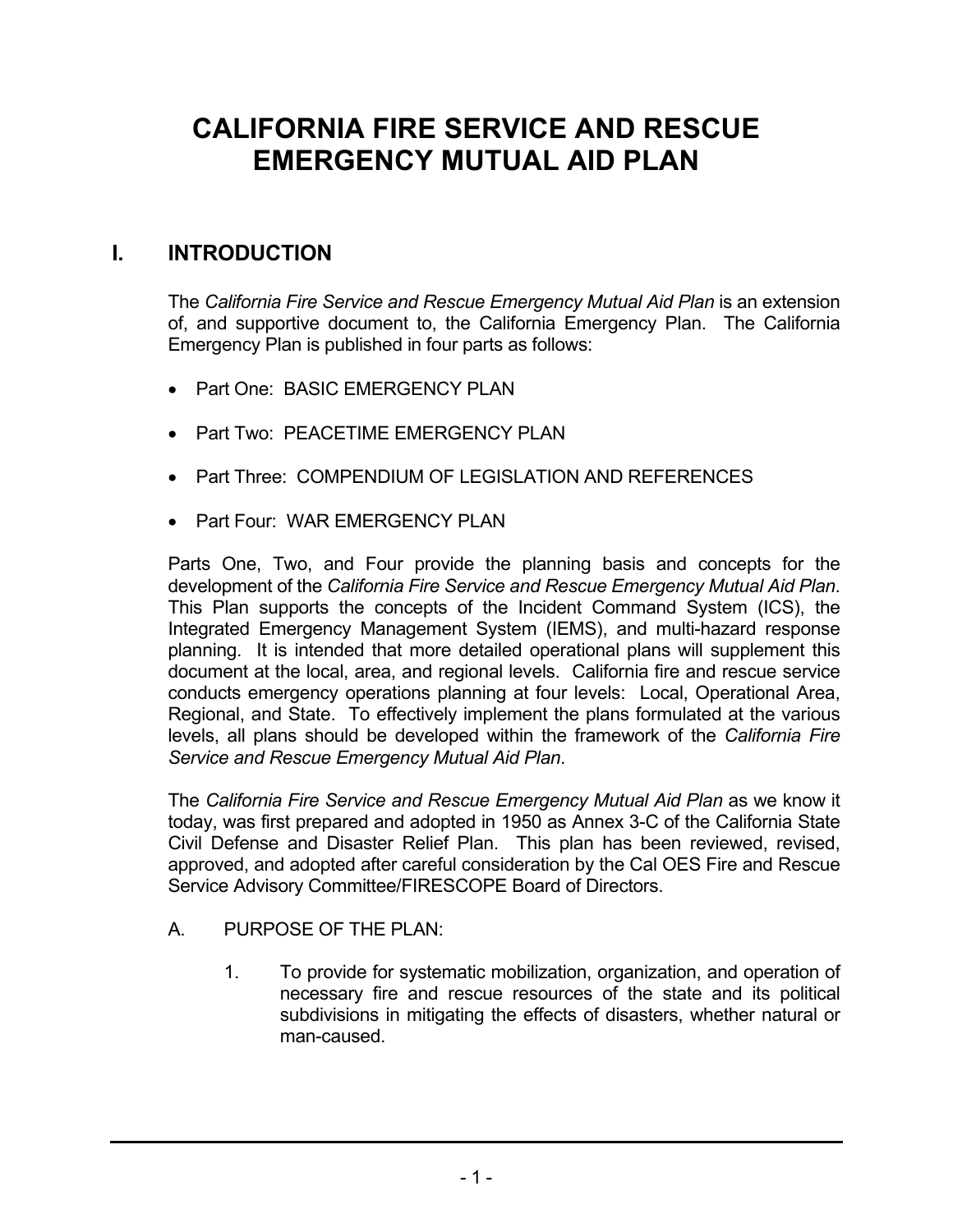# CALIFORNIA FIRE SERVICE AND RESCUE EMERGENCY MUTUAL AID PLAN

## I. INTRODUCTION

The *California Fire Service and Rescue Emergency Mutual Aid Plan* is an extension of, and supportive document to, the California Emergency Plan. The California Emergency Plan is published in four parts as follows:

- Part One: BASIC EMERGENCY PLAN
- Part Two: PEACETIME EMERGENCY PLAN
- Part Three: COMPENDIUM OF LEGISLATION AND REFERENCES
- Part Four: WAR EMERGENCY PLAN

Parts One, Two, and Four provide the planning basis and concepts for the development of the *California Fire Service and Rescue Emergency Mutual Aid Plan*. This Plan supports the concepts of the Incident Command System (ICS), the Integrated Emergency Management System (IEMS), and multi-hazard response planning. It is intended that more detailed operational plans will supplement this document at the local, area, and regional levels. California fire and rescue service conducts emergency operations planning at four levels: Local, Operational Area, Regional, and State. To effectively implement the plans formulated at the various levels, all plans should be developed within the framework of the *California Fire Service and Rescue Emergency Mutual Aid Plan*.

The *California Fire Service and Rescue Emergency Mutual Aid Plan* as we know it today, was first prepared and adopted in 1950 as Annex 3-C of the California State Civil Defense and Disaster Relief Plan. This plan has been reviewed, revised, approved, and adopted after careful consideration by the Cal OES Fire and Rescue Service Advisory Committee/FIRESCOPE Board of Directors.

A. PURPOSE OF THE PLAN:

1. To provide for systematic mobilization, organization, and operation of necessary fire and rescue resources of the state and its political subdivisions in mitigating the effects of disasters, whether natural or man-caused.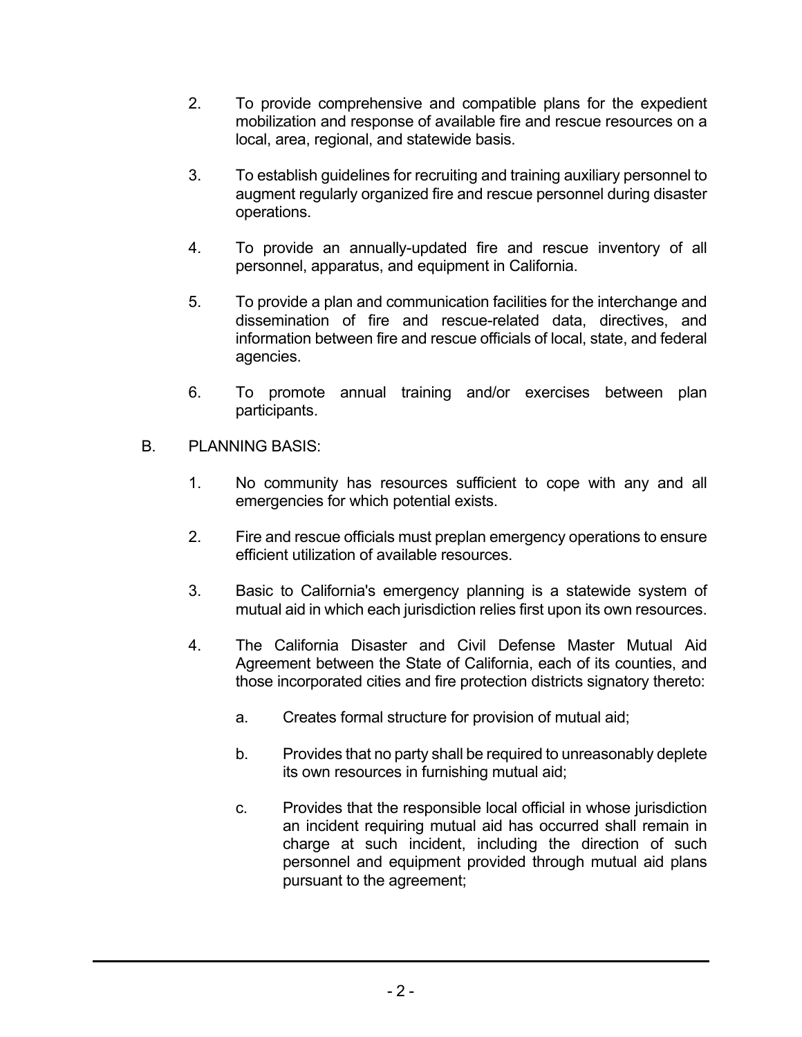2. To provide comprehensive and compatible plans for the expedient mobilization and response of available fire and rescue resources on a local, area, regional, and statewide basis.

3. To establish guidelines for recruiting and training auxiliary personnel to augment regularly organized fire and rescue personnel during disaster operations.

4. To provide an annually-updated fire and rescue inventory of all personnel, apparatus, and equipment in California.

5. To provide a plan and communication facilities for the interchange and dissemination of fire and rescue-related data, directives, and information between fire and rescue officials of local, state, and federal agencies.

6. To promote annual training and/or exercises between plan participants.

B. PLANNING BASIS:

1. No community has resources sufficient to cope with any and all emergencies for which potential exists.

2. Fire and rescue officials must preplan emergency operations to ensure efficient utilization of available resources.

3. Basic to California's emergency planning is a statewide system of mutual aid in which each jurisdiction relies first upon its own resources.

4. The California Disaster and Civil Defense Master Mutual Aid Agreement between the State of California, each of its counties, and those incorporated cities and fire protection districts signatory thereto:

   a. Creates formal structure for provision of mutual aid;

   b. Provides that no party shall be required to unreasonably deplete its own resources in furnishing mutual aid;

   c. Provides that the responsible local official in whose jurisdiction an incident requiring mutual aid has occurred shall remain in charge at such incident, including the direction of such personnel and equipment provided through mutual aid plans pursuant to the agreement;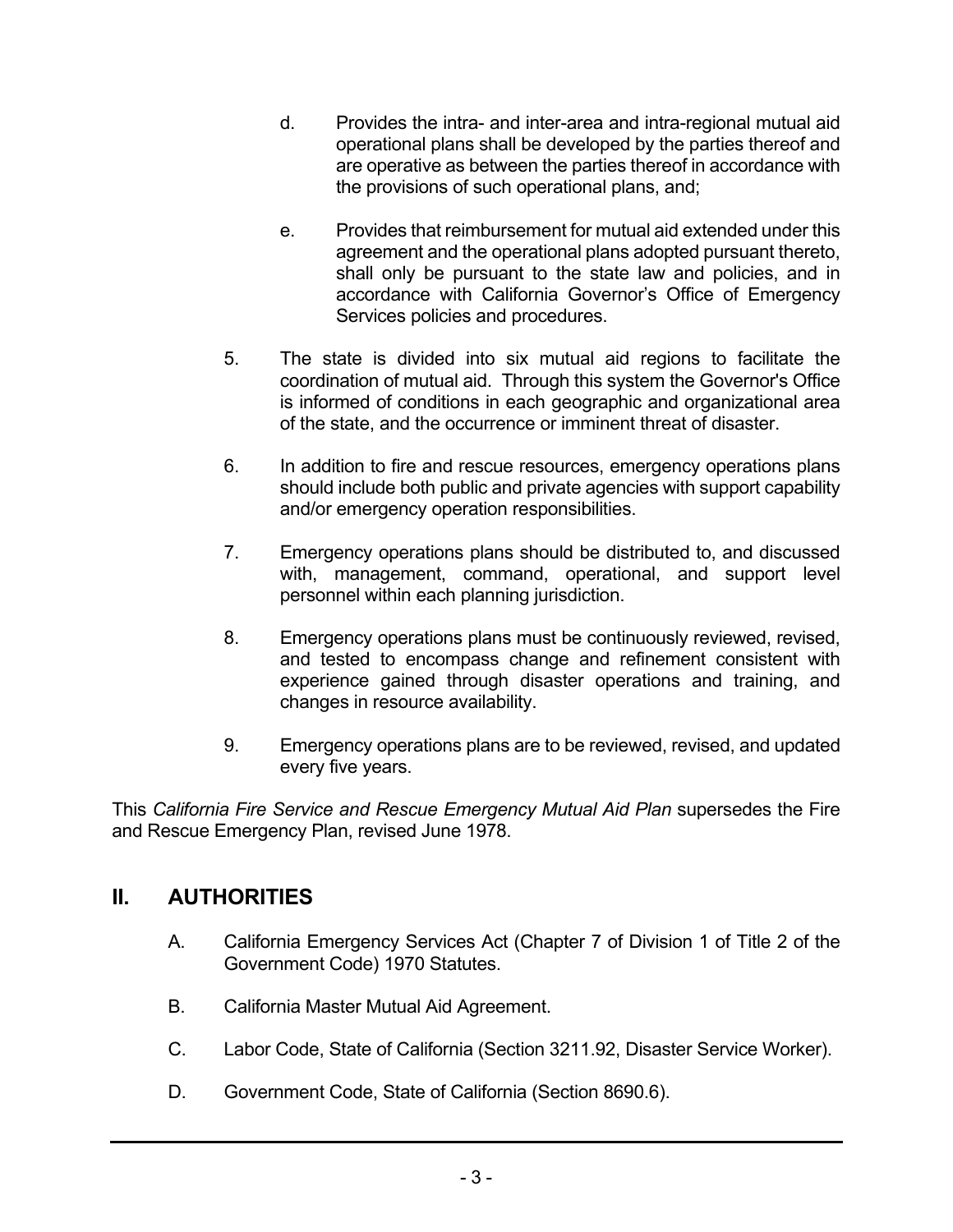d. Provides the intra- and inter-area and intra-regional mutual aid operational plans shall be developed by the parties thereof and are operative as between the parties thereof in accordance with the provisions of such operational plans, and;

e. Provides that reimbursement for mutual aid extended under this agreement and the operational plans adopted pursuant thereto, shall only be pursuant to the state law and policies, and in accordance with California Governor's Office of Emergency Services policies and procedures.

5. The state is divided into six mutual aid regions to facilitate the coordination of mutual aid. Through this system the Governor's Office is informed of conditions in each geographic and organizational area of the state, and the occurrence or imminent threat of disaster.

6. In addition to fire and rescue resources, emergency operations plans should include both public and private agencies with support capability and/or emergency operation responsibilities.

7. Emergency operations plans should be distributed to, and discussed with, management, command, operational, and support level personnel within each planning jurisdiction.

8. Emergency operations plans must be continuously reviewed, revised, and tested to encompass change and refinement consistent with experience gained through disaster operations and training, and changes in resource availability.

9. Emergency operations plans are to be reviewed, revised, and updated every five years.

This *California Fire Service and Rescue Emergency Mutual Aid Plan* supersedes the Fire and Rescue Emergency Plan, revised June 1978.

## II. AUTHORITIES

A. California Emergency Services Act (Chapter 7 of Division 1 of Title 2 of the Government Code) 1970 Statutes.

B. California Master Mutual Aid Agreement.

C. Labor Code, State of California (Section 3211.92, Disaster Service Worker).

D. Government Code, State of California (Section 8690.6).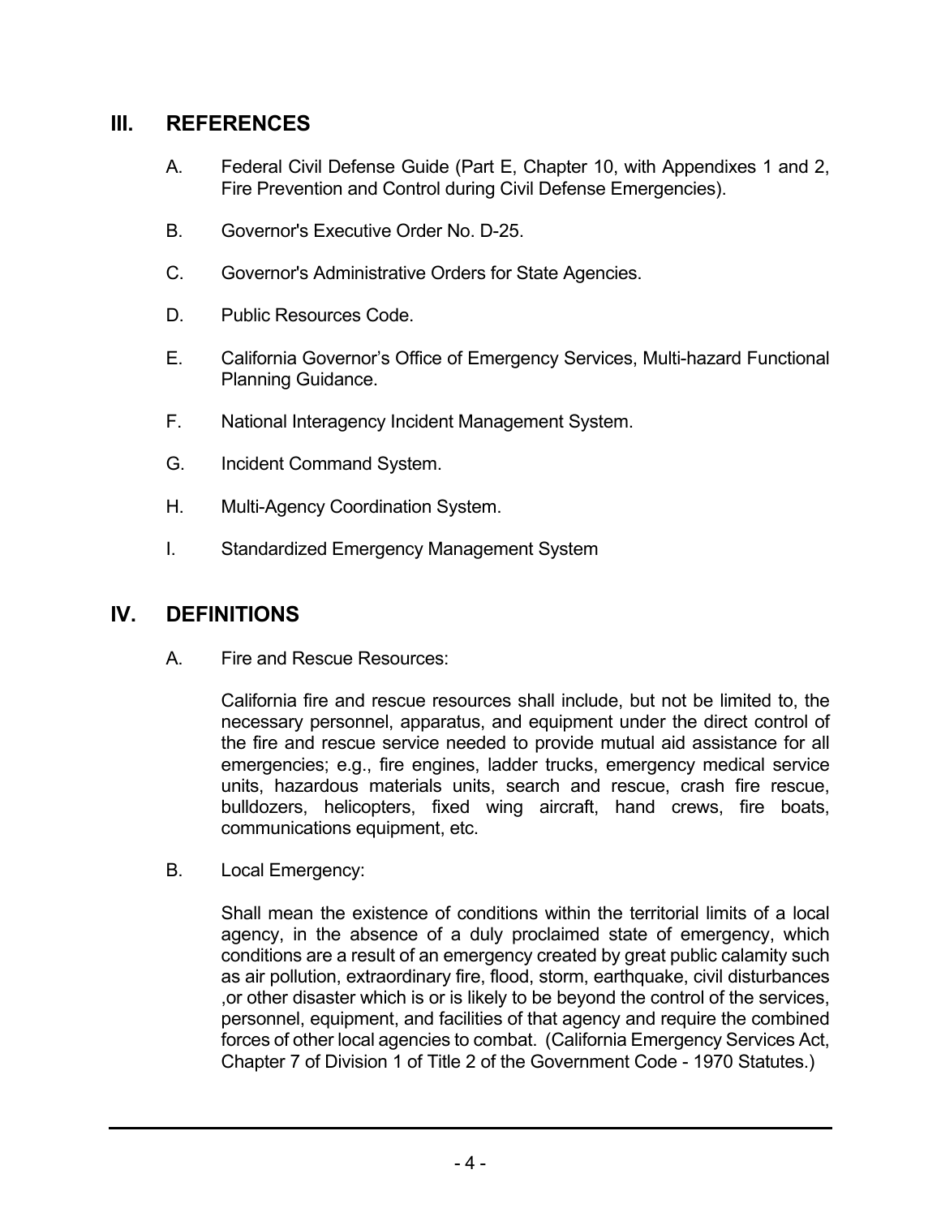## III. REFERENCES

A. Federal Civil Defense Guide (Part E, Chapter 10, with Appendixes 1 and 2, Fire Prevention and Control during Civil Defense Emergencies).

B. Governor's Executive Order No. D-25.

C. Governor's Administrative Orders for State Agencies.

D. Public Resources Code.

E. California Governor's Office of Emergency Services, Multi-hazard Functional Planning Guidance.

F. National Interagency Incident Management System.

G. Incident Command System.

H. Multi-Agency Coordination System.

I. Standardized Emergency Management System

## IV. DEFINITIONS

A. Fire and Rescue Resources:

California fire and rescue resources shall include, but not be limited to, the necessary personnel, apparatus, and equipment under the direct control of the fire and rescue service needed to provide mutual aid assistance for all emergencies; e.g., fire engines, ladder trucks, emergency medical service units, hazardous materials units, search and rescue, crash fire rescue, bulldozers, helicopters, fixed wing aircraft, hand crews, fire boats, communications equipment, etc.

B. Local Emergency:

Shall mean the existence of conditions within the territorial limits of a local agency, in the absence of a duly proclaimed state of emergency, which conditions are a result of an emergency created by great public calamity such as air pollution, extraordinary fire, flood, storm, earthquake, civil disturbances ,or other disaster which is or is likely to be beyond the control of the services, personnel, equipment, and facilities of that agency and require the combined forces of other local agencies to combat. (California Emergency Services Act, Chapter 7 of Division 1 of Title 2 of the Government Code - 1970 Statutes.)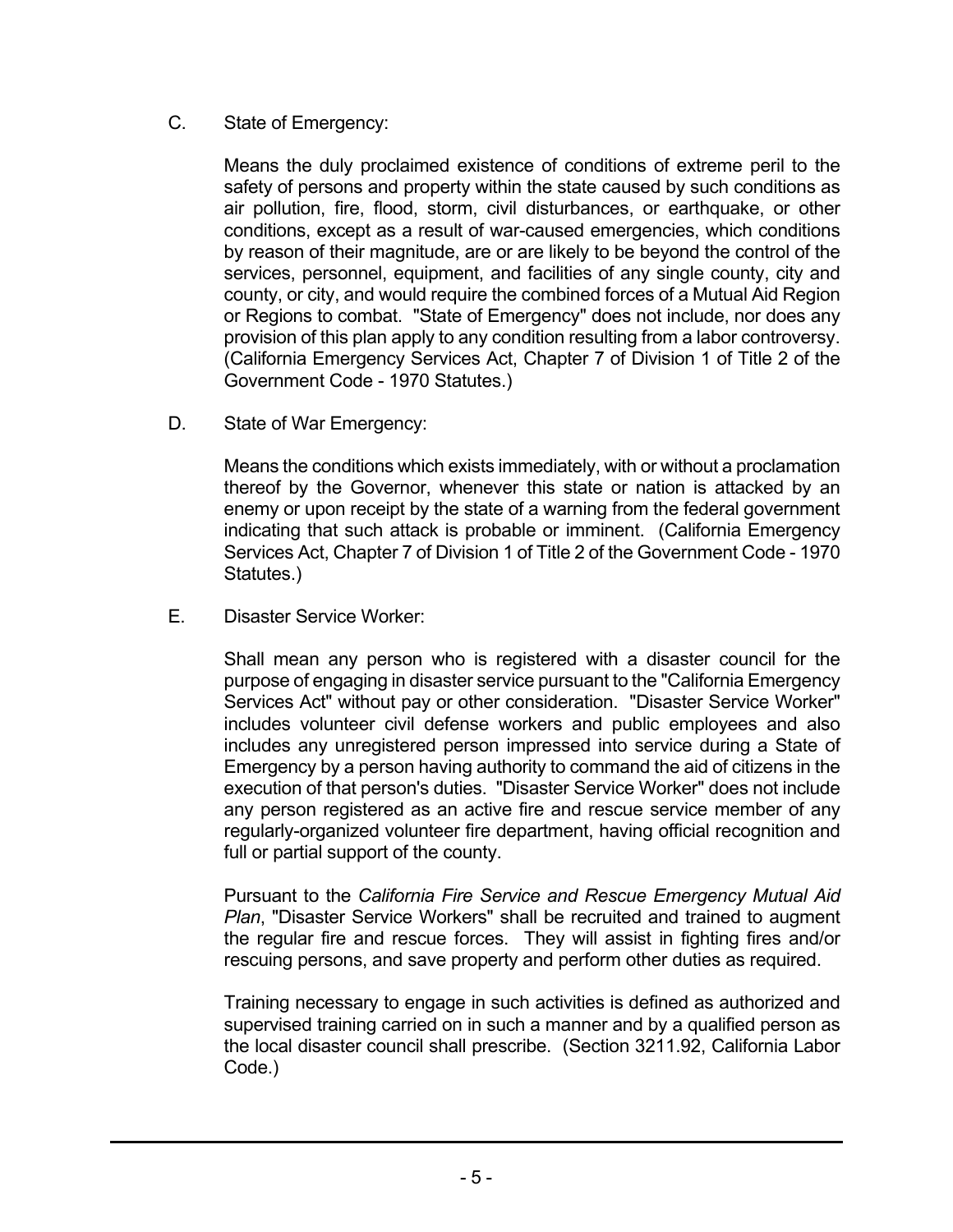C. State of Emergency:

Means the duly proclaimed existence of conditions of extreme peril to the safety of persons and property within the state caused by such conditions as air pollution, fire, flood, storm, civil disturbances, or earthquake, or other conditions, except as a result of war-caused emergencies, which conditions by reason of their magnitude, are or are likely to be beyond the control of the services, personnel, equipment, and facilities of any single county, city and county, or city, and would require the combined forces of a Mutual Aid Region or Regions to combat. "State of Emergency" does not include, nor does any provision of this plan apply to any condition resulting from a labor controversy. (California Emergency Services Act, Chapter 7 of Division 1 of Title 2 of the Government Code - 1970 Statutes.)

D. State of War Emergency:

Means the conditions which exists immediately, with or without a proclamation thereof by the Governor, whenever this state or nation is attacked by an enemy or upon receipt by the state of a warning from the federal government indicating that such attack is probable or imminent. (California Emergency Services Act, Chapter 7 of Division 1 of Title 2 of the Government Code - 1970 Statutes.)

E. Disaster Service Worker:

Shall mean any person who is registered with a disaster council for the purpose of engaging in disaster service pursuant to the "California Emergency Services Act" without pay or other consideration. "Disaster Service Worker" includes volunteer civil defense workers and public employees and also includes any unregistered person impressed into service during a State of Emergency by a person having authority to command the aid of citizens in the execution of that person's duties. "Disaster Service Worker" does not include any person registered as an active fire and rescue service member of any regularly-organized volunteer fire department, having official recognition and full or partial support of the county.

Pursuant to the *California Fire Service and Rescue Emergency Mutual Aid Plan*, "Disaster Service Workers" shall be recruited and trained to augment the regular fire and rescue forces. They will assist in fighting fires and/or rescuing persons, and save property and perform other duties as required.

Training necessary to engage in such activities is defined as authorized and supervised training carried on in such a manner and by a qualified person as the local disaster council shall prescribe. (Section 3211.92, California Labor Code.)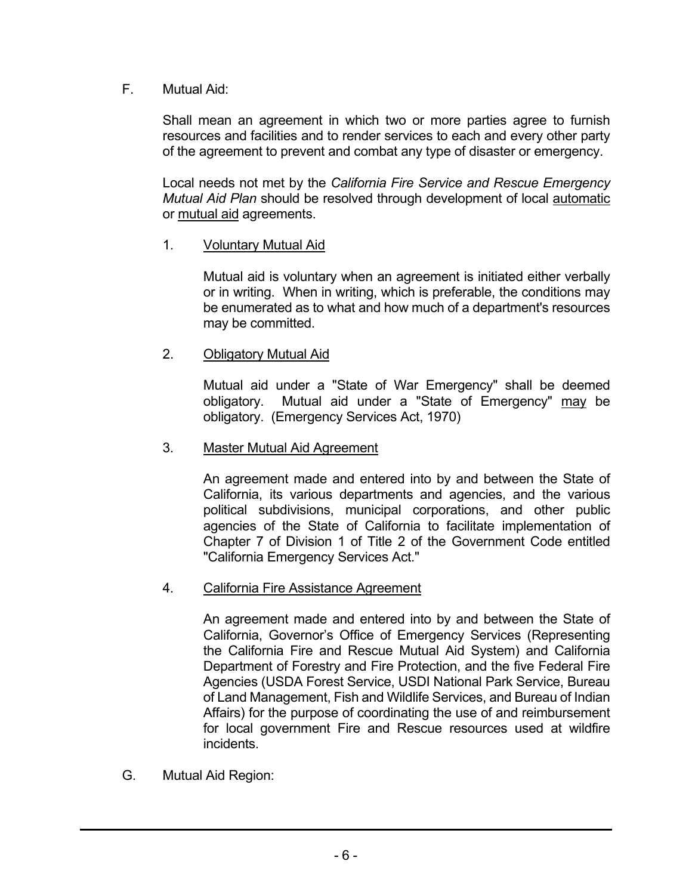F. Mutual Aid:

Shall mean an agreement in which two or more parties agree to furnish resources and facilities and to render services to each and every other party of the agreement to prevent and combat any type of disaster or emergency.

Local needs not met by the *California Fire Service and Rescue Emergency Mutual Aid Plan* should be resolved through development of local <u>automatic</u> or <u>mutual aid</u> agreements.

1. <u>Voluntary Mutual Aid</u>

   Mutual aid is voluntary when an agreement is initiated either verbally or in writing. When in writing, which is preferable, the conditions may be enumerated as to what and how much of a department's resources may be committed.

2. <u>Obligatory Mutual Aid</u>

   Mutual aid under a "State of War Emergency" shall be deemed obligatory. Mutual aid under a "State of Emergency" <u>may</u> be obligatory. (Emergency Services Act, 1970)

3. <u>Master Mutual Aid Agreement</u>

   An agreement made and entered into by and between the State of California, its various departments and agencies, and the various political subdivisions, municipal corporations, and other public agencies of the State of California to facilitate implementation of Chapter 7 of Division 1 of Title 2 of the Government Code entitled "California Emergency Services Act."

4. <u>California Fire Assistance Agreement</u>

   An agreement made and entered into by and between the State of California, Governor's Office of Emergency Services (Representing the California Fire and Rescue Mutual Aid System) and California Department of Forestry and Fire Protection, and the five Federal Fire Agencies (USDA Forest Service, USDI National Park Service, Bureau of Land Management, Fish and Wildlife Services, and Bureau of Indian Affairs) for the purpose of coordinating the use of and reimbursement for local government Fire and Rescue resources used at wildfire incidents.

G. Mutual Aid Region: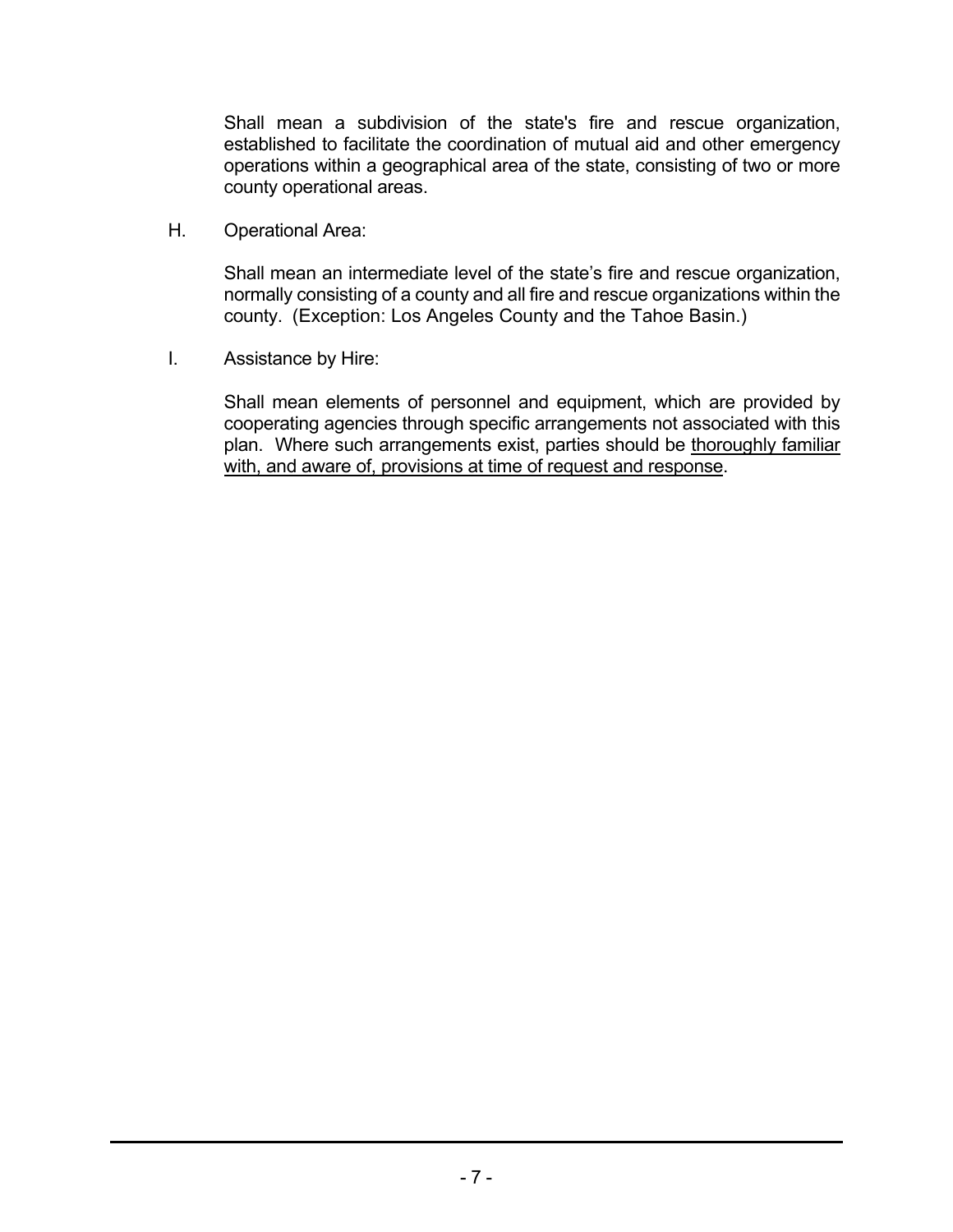Shall mean a subdivision of the state's fire and rescue organization, established to facilitate the coordination of mutual aid and other emergency operations within a geographical area of the state, consisting of two or more county operational areas.

H. Operational Area:

Shall mean an intermediate level of the state's fire and rescue organization, normally consisting of a county and all fire and rescue organizations within the county. (Exception: Los Angeles County and the Tahoe Basin.)

I. Assistance by Hire:

Shall mean elements of personnel and equipment, which are provided by cooperating agencies through specific arrangements not associated with this plan. Where such arrangements exist, parties should be <u>thoroughly familiar with, and aware of, provisions at time of request and response</u>.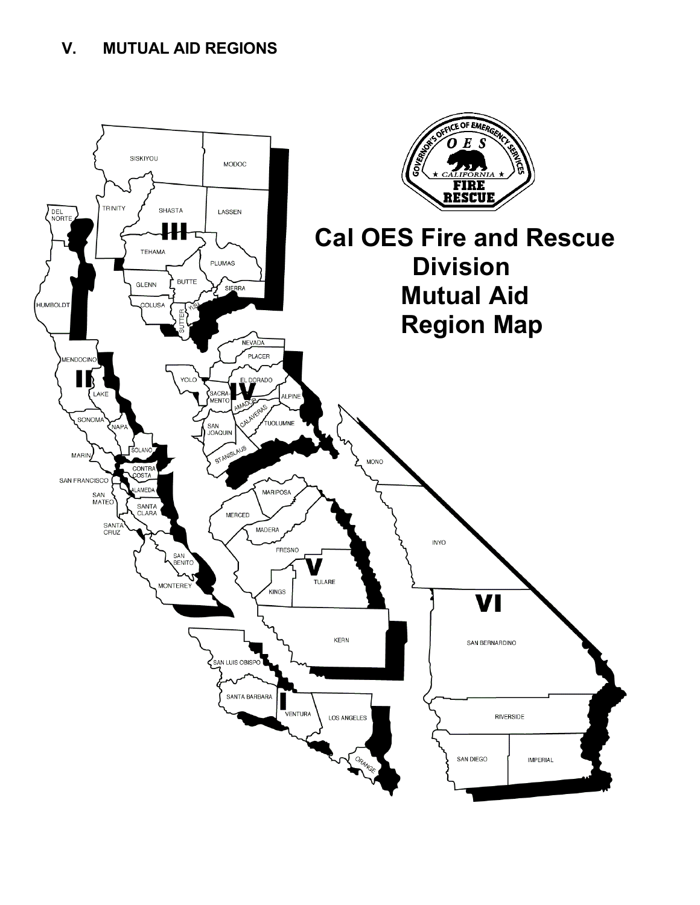## V. MUTUAL AID REGIONS

**Cal OES Fire and Rescue Division Mutual Aid Region Map**

GOVERNOR'S OFFICE OF EMERGENCY SERVICES — OES — CALIFORNIA — FIRE RESCUE

**I**: SAN LUIS OBISPO, SANTA BARBARA, VENTURA, LOS ANGELES, ORANGE

**II**: DEL NORTE, HUMBOLDT, MENDOCINO, LAKE, SONOMA, NAPA, SOLANO, MARIN, CONTRA COSTA, SAN FRANCISCO, ALAMEDA, SAN MATEO, SANTA CLARA, SANTA CRUZ, SAN BENITO, MONTEREY

**III**: SISKIYOU, MODOC, TRINITY, SHASTA, LASSEN, TEHAMA, PLUMAS, GLENN, BUTTE, SIERRA, COLUSA, SUTTER, YUBA

**IV**: NEVADA, PLACER, YOLO, EL DORADO, SACRAMENTO, AMADOR, ALPINE, CALAVERAS, TUOLUMNE, SAN JOAQUIN, STANISLAUS

**V**: MARIPOSA, MERCED, MADERA, FRESNO, KINGS, TULARE, KERN

**VI**: MONO, INYO, SAN BERNARDINO, RIVERSIDE, SAN DIEGO, IMPERIAL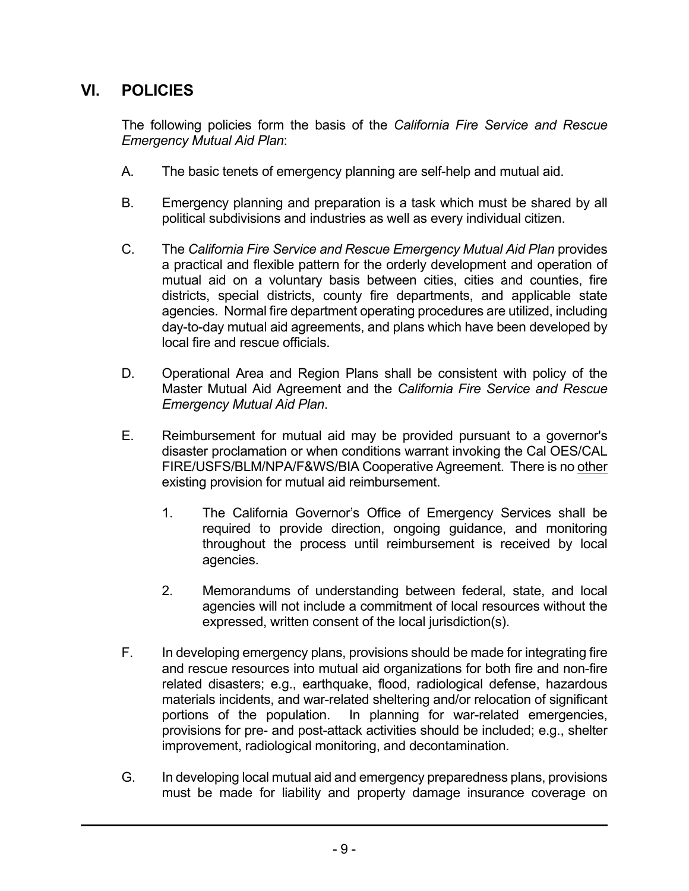## VI. POLICIES

The following policies form the basis of the *California Fire Service and Rescue Emergency Mutual Aid Plan*:

A. The basic tenets of emergency planning are self-help and mutual aid.

B. Emergency planning and preparation is a task which must be shared by all political subdivisions and industries as well as every individual citizen.

C. The *California Fire Service and Rescue Emergency Mutual Aid Plan* provides a practical and flexible pattern for the orderly development and operation of mutual aid on a voluntary basis between cities, cities and counties, fire districts, special districts, county fire departments, and applicable state agencies. Normal fire department operating procedures are utilized, including day-to-day mutual aid agreements, and plans which have been developed by local fire and rescue officials.

D. Operational Area and Region Plans shall be consistent with policy of the Master Mutual Aid Agreement and the *California Fire Service and Rescue Emergency Mutual Aid Plan*.

E. Reimbursement for mutual aid may be provided pursuant to a governor's disaster proclamation or when conditions warrant invoking the Cal OES/CAL FIRE/USFS/BLM/NPA/F&WS/BIA Cooperative Agreement. There is no <u>other</u> existing provision for mutual aid reimbursement.

   1. The California Governor's Office of Emergency Services shall be required to provide direction, ongoing guidance, and monitoring throughout the process until reimbursement is received by local agencies.

   2. Memorandums of understanding between federal, state, and local agencies will not include a commitment of local resources without the expressed, written consent of the local jurisdiction(s).

F. In developing emergency plans, provisions should be made for integrating fire and rescue resources into mutual aid organizations for both fire and non-fire related disasters; e.g., earthquake, flood, radiological defense, hazardous materials incidents, and war-related sheltering and/or relocation of significant portions of the population. In planning for war-related emergencies, provisions for pre- and post-attack activities should be included; e.g., shelter improvement, radiological monitoring, and decontamination.

G. In developing local mutual aid and emergency preparedness plans, provisions must be made for liability and property damage insurance coverage on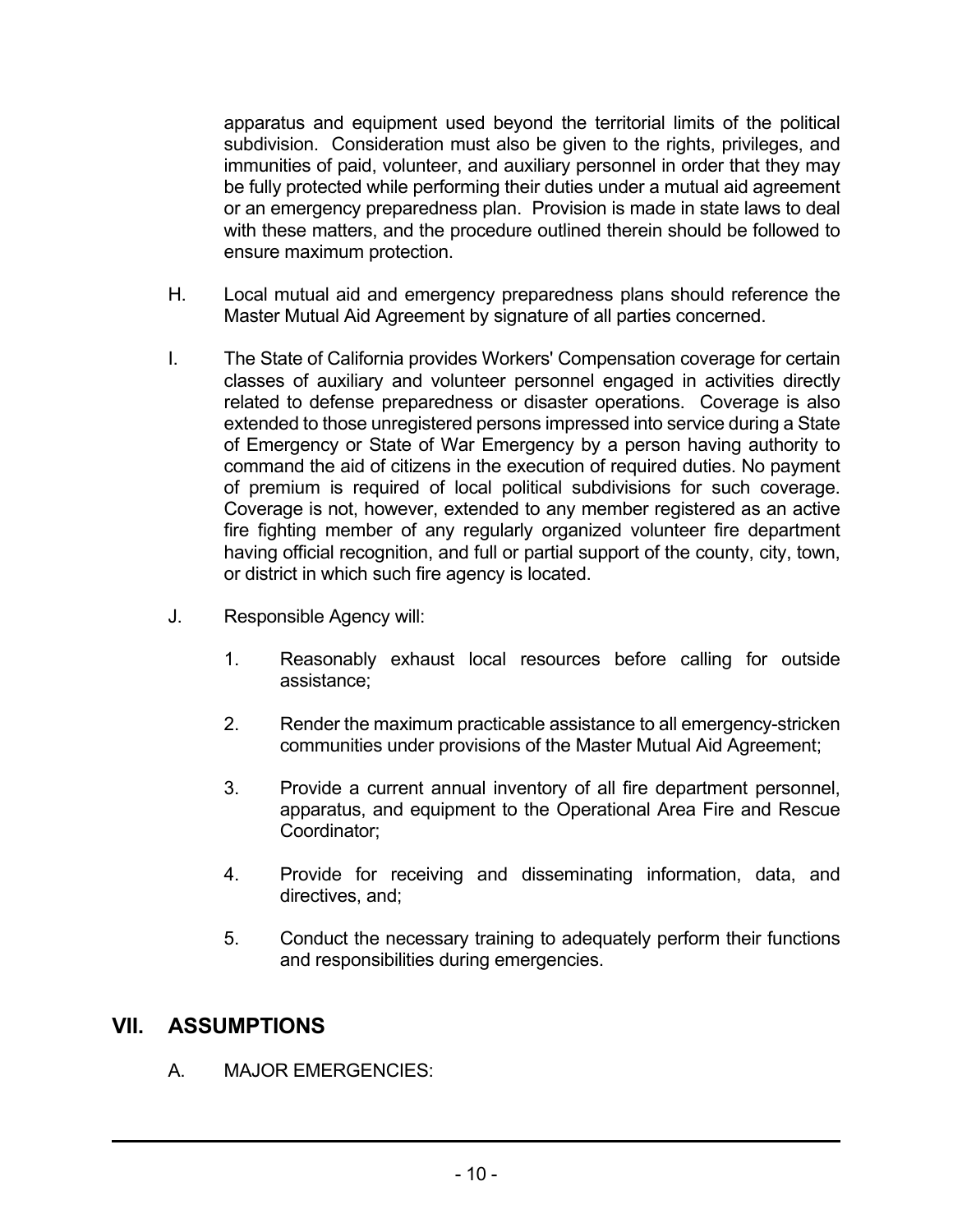apparatus and equipment used beyond the territorial limits of the political subdivision. Consideration must also be given to the rights, privileges, and immunities of paid, volunteer, and auxiliary personnel in order that they may be fully protected while performing their duties under a mutual aid agreement or an emergency preparedness plan. Provision is made in state laws to deal with these matters, and the procedure outlined therein should be followed to ensure maximum protection.

H. Local mutual aid and emergency preparedness plans should reference the Master Mutual Aid Agreement by signature of all parties concerned.

I. The State of California provides Workers' Compensation coverage for certain classes of auxiliary and volunteer personnel engaged in activities directly related to defense preparedness or disaster operations. Coverage is also extended to those unregistered persons impressed into service during a State of Emergency or State of War Emergency by a person having authority to command the aid of citizens in the execution of required duties. No payment of premium is required of local political subdivisions for such coverage. Coverage is not, however, extended to any member registered as an active fire fighting member of any regularly organized volunteer fire department having official recognition, and full or partial support of the county, city, town, or district in which such fire agency is located.

J. Responsible Agency will:

1. Reasonably exhaust local resources before calling for outside assistance;

2. Render the maximum practicable assistance to all emergency-stricken communities under provisions of the Master Mutual Aid Agreement;

3. Provide a current annual inventory of all fire department personnel, apparatus, and equipment to the Operational Area Fire and Rescue Coordinator;

4. Provide for receiving and disseminating information, data, and directives, and;

5. Conduct the necessary training to adequately perform their functions and responsibilities during emergencies.

## VII. ASSUMPTIONS

A. MAJOR EMERGENCIES: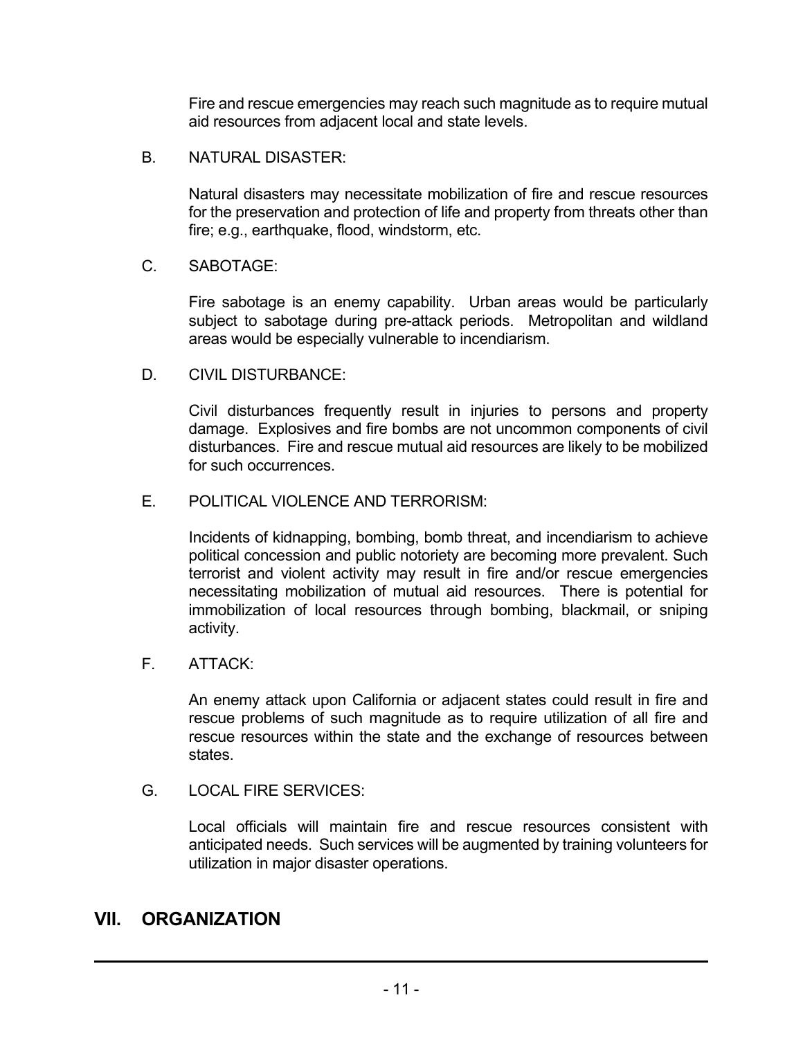Fire and rescue emergencies may reach such magnitude as to require mutual aid resources from adjacent local and state levels.

B. NATURAL DISASTER:

Natural disasters may necessitate mobilization of fire and rescue resources for the preservation and protection of life and property from threats other than fire; e.g., earthquake, flood, windstorm, etc.

C. SABOTAGE:

Fire sabotage is an enemy capability. Urban areas would be particularly subject to sabotage during pre-attack periods. Metropolitan and wildland areas would be especially vulnerable to incendiarism.

D. CIVIL DISTURBANCE:

Civil disturbances frequently result in injuries to persons and property damage. Explosives and fire bombs are not uncommon components of civil disturbances. Fire and rescue mutual aid resources are likely to be mobilized for such occurrences.

E. POLITICAL VIOLENCE AND TERRORISM:

Incidents of kidnapping, bombing, bomb threat, and incendiarism to achieve political concession and public notoriety are becoming more prevalent. Such terrorist and violent activity may result in fire and/or rescue emergencies necessitating mobilization of mutual aid resources. There is potential for immobilization of local resources through bombing, blackmail, or sniping activity.

F. ATTACK:

An enemy attack upon California or adjacent states could result in fire and rescue problems of such magnitude as to require utilization of all fire and rescue resources within the state and the exchange of resources between states.

G. LOCAL FIRE SERVICES:

Local officials will maintain fire and rescue resources consistent with anticipated needs. Such services will be augmented by training volunteers for utilization in major disaster operations.

## VII. ORGANIZATION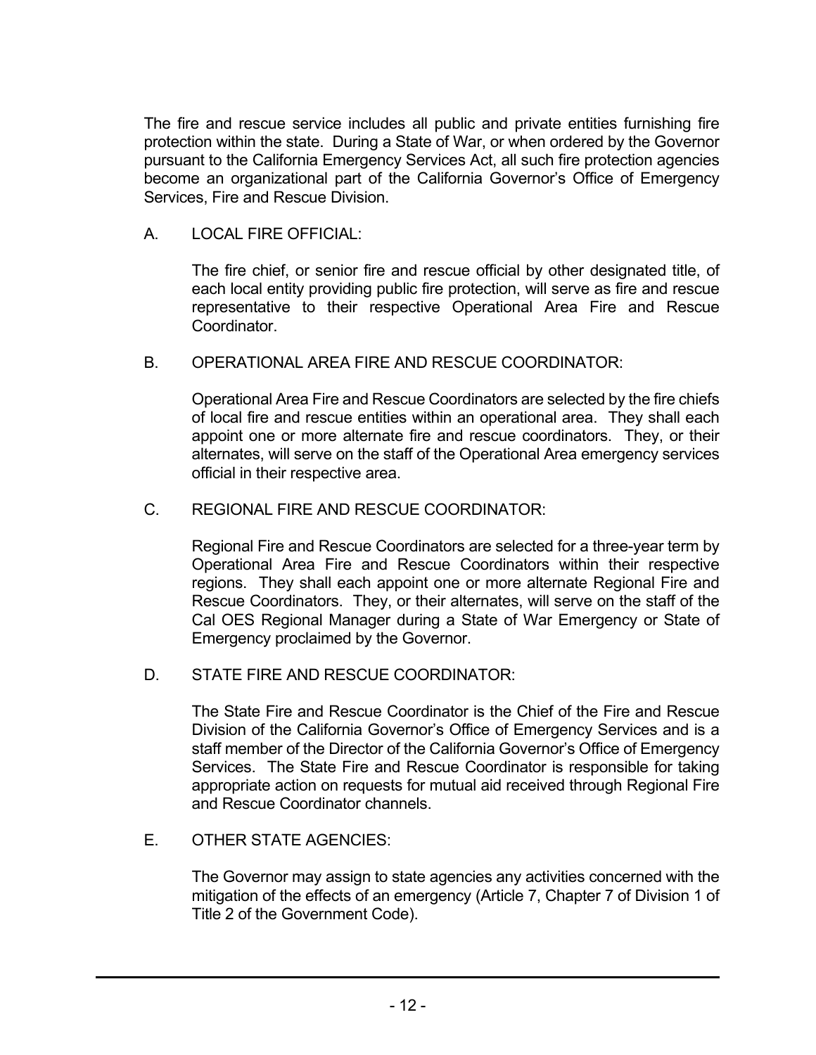The fire and rescue service includes all public and private entities furnishing fire protection within the state. During a State of War, or when ordered by the Governor pursuant to the California Emergency Services Act, all such fire protection agencies become an organizational part of the California Governor's Office of Emergency Services, Fire and Rescue Division.

A. LOCAL FIRE OFFICIAL:

The fire chief, or senior fire and rescue official by other designated title, of each local entity providing public fire protection, will serve as fire and rescue representative to their respective Operational Area Fire and Rescue Coordinator.

B. OPERATIONAL AREA FIRE AND RESCUE COORDINATOR:

Operational Area Fire and Rescue Coordinators are selected by the fire chiefs of local fire and rescue entities within an operational area. They shall each appoint one or more alternate fire and rescue coordinators. They, or their alternates, will serve on the staff of the Operational Area emergency services official in their respective area.

C. REGIONAL FIRE AND RESCUE COORDINATOR:

Regional Fire and Rescue Coordinators are selected for a three-year term by Operational Area Fire and Rescue Coordinators within their respective regions. They shall each appoint one or more alternate Regional Fire and Rescue Coordinators. They, or their alternates, will serve on the staff of the Cal OES Regional Manager during a State of War Emergency or State of Emergency proclaimed by the Governor.

D. STATE FIRE AND RESCUE COORDINATOR:

The State Fire and Rescue Coordinator is the Chief of the Fire and Rescue Division of the California Governor's Office of Emergency Services and is a staff member of the Director of the California Governor's Office of Emergency Services. The State Fire and Rescue Coordinator is responsible for taking appropriate action on requests for mutual aid received through Regional Fire and Rescue Coordinator channels.

E. OTHER STATE AGENCIES:

The Governor may assign to state agencies any activities concerned with the mitigation of the effects of an emergency (Article 7, Chapter 7 of Division 1 of Title 2 of the Government Code).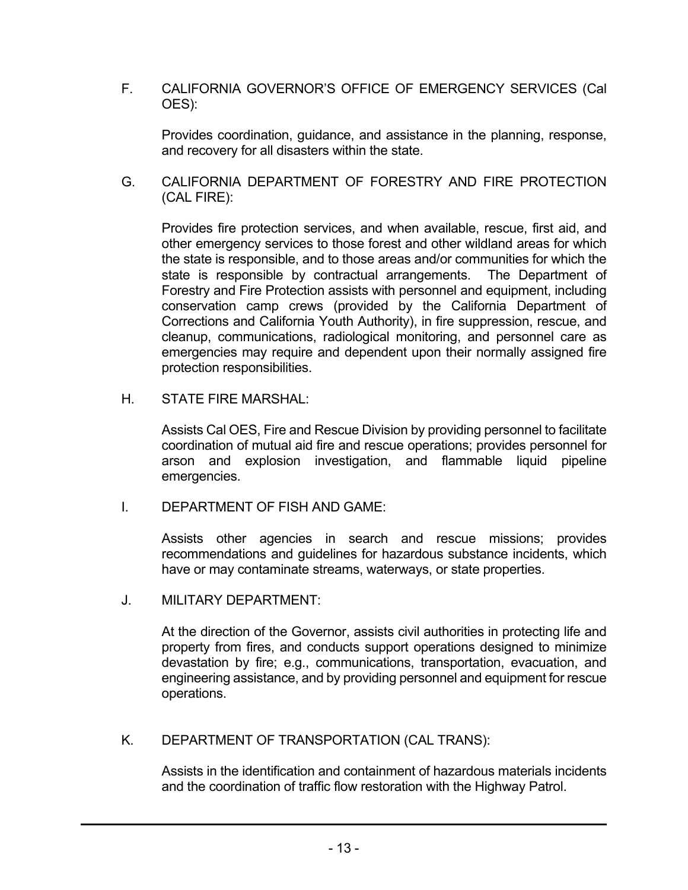F. CALIFORNIA GOVERNOR'S OFFICE OF EMERGENCY SERVICES (Cal OES):

Provides coordination, guidance, and assistance in the planning, response, and recovery for all disasters within the state.

G. CALIFORNIA DEPARTMENT OF FORESTRY AND FIRE PROTECTION (CAL FIRE):

Provides fire protection services, and when available, rescue, first aid, and other emergency services to those forest and other wildland areas for which the state is responsible, and to those areas and/or communities for which the state is responsible by contractual arrangements. The Department of Forestry and Fire Protection assists with personnel and equipment, including conservation camp crews (provided by the California Department of Corrections and California Youth Authority), in fire suppression, rescue, and cleanup, communications, radiological monitoring, and personnel care as emergencies may require and dependent upon their normally assigned fire protection responsibilities.

H. STATE FIRE MARSHAL:

Assists Cal OES, Fire and Rescue Division by providing personnel to facilitate coordination of mutual aid fire and rescue operations; provides personnel for arson and explosion investigation, and flammable liquid pipeline emergencies.

I. DEPARTMENT OF FISH AND GAME:

Assists other agencies in search and rescue missions; provides recommendations and guidelines for hazardous substance incidents, which have or may contaminate streams, waterways, or state properties.

J. MILITARY DEPARTMENT:

At the direction of the Governor, assists civil authorities in protecting life and property from fires, and conducts support operations designed to minimize devastation by fire; e.g., communications, transportation, evacuation, and engineering assistance, and by providing personnel and equipment for rescue operations.

K. DEPARTMENT OF TRANSPORTATION (CAL TRANS):

Assists in the identification and containment of hazardous materials incidents and the coordination of traffic flow restoration with the Highway Patrol.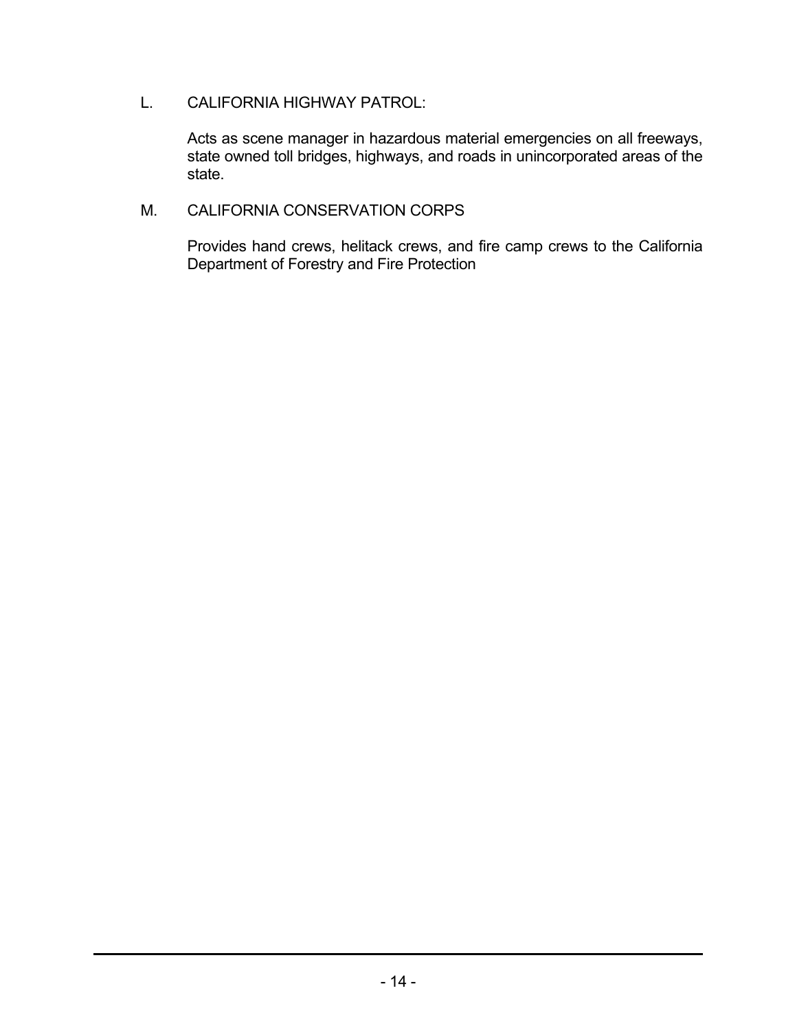L. CALIFORNIA HIGHWAY PATROL:

Acts as scene manager in hazardous material emergencies on all freeways, state owned toll bridges, highways, and roads in unincorporated areas of the state.

M. CALIFORNIA CONSERVATION CORPS

Provides hand crews, helitack crews, and fire camp crews to the California Department of Forestry and Fire Protection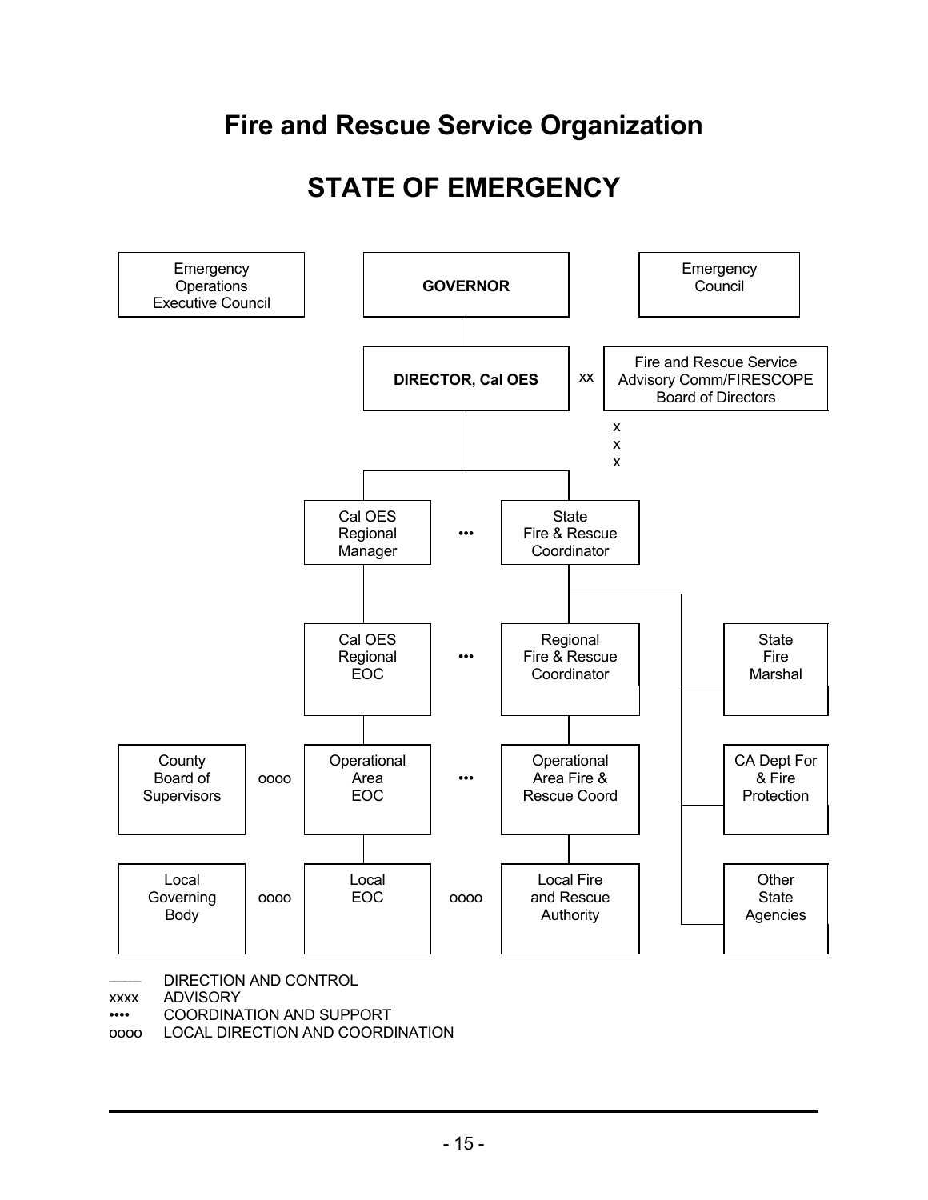# Fire and Rescue Service Organization

## STATE OF EMERGENCY

Emergency Operations Executive Council

**GOVERNOR**

Emergency Council

**DIRECTOR, Cal OES** xx Fire and Rescue Service Advisory Comm/FIRESCOPE Board of Directors

x
x
x

Cal OES Regional Manager ••• State Fire & Rescue Coordinator

Cal OES Regional EOC ••• Regional Fire & Rescue Coordinator

State Fire Marshal

County Board of Supervisors oooo Operational Area EOC ••• Operational Area Fire & Rescue Coord

CA Dept For & Fire Protection

Local Governing Body oooo Local EOC oooo Local Fire and Rescue Authority

Other State Agencies

——— DIRECTION AND CONTROL
xxxx ADVISORY
•••• COORDINATION AND SUPPORT
oooo LOCAL DIRECTION AND COORDINATION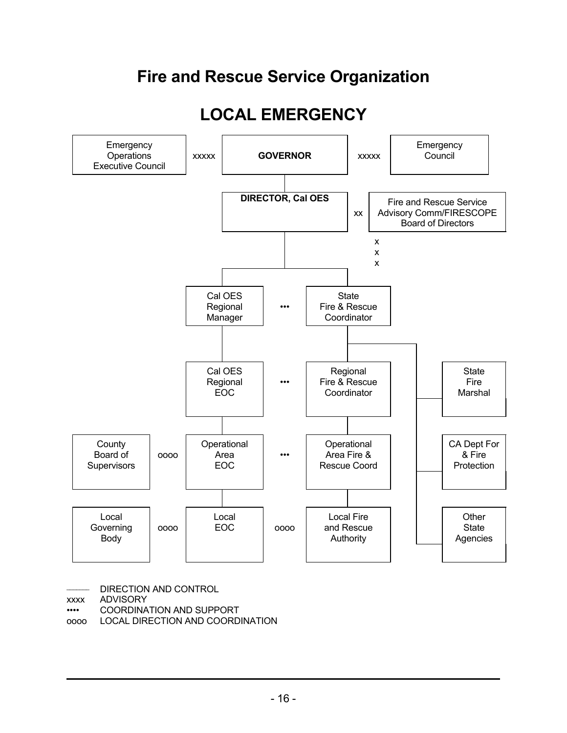# Fire and Rescue Service Organization

## LOCAL EMERGENCY

Emergency Operations Executive Council xxxxx **GOVERNOR** xxxxx Emergency Council

**DIRECTOR, Cal OES** xx Fire and Rescue Service Advisory Comm/FIRESCOPE Board of Directors

Cal OES Regional Manager ••• State Fire & Rescue Coordinator

Cal OES Regional EOC ••• Regional Fire & Rescue Coordinator

State Fire Marshal

County Board of Supervisors oooo Operational Area EOC ••• Operational Area Fire & Rescue Coord

CA Dept For & Fire Protection

Local Governing Body oooo Local EOC oooo Local Fire and Rescue Authority

Other State Agencies

——— DIRECTION AND CONTROL
xxxx ADVISORY
•••• COORDINATION AND SUPPORT
oooo LOCAL DIRECTION AND COORDINATION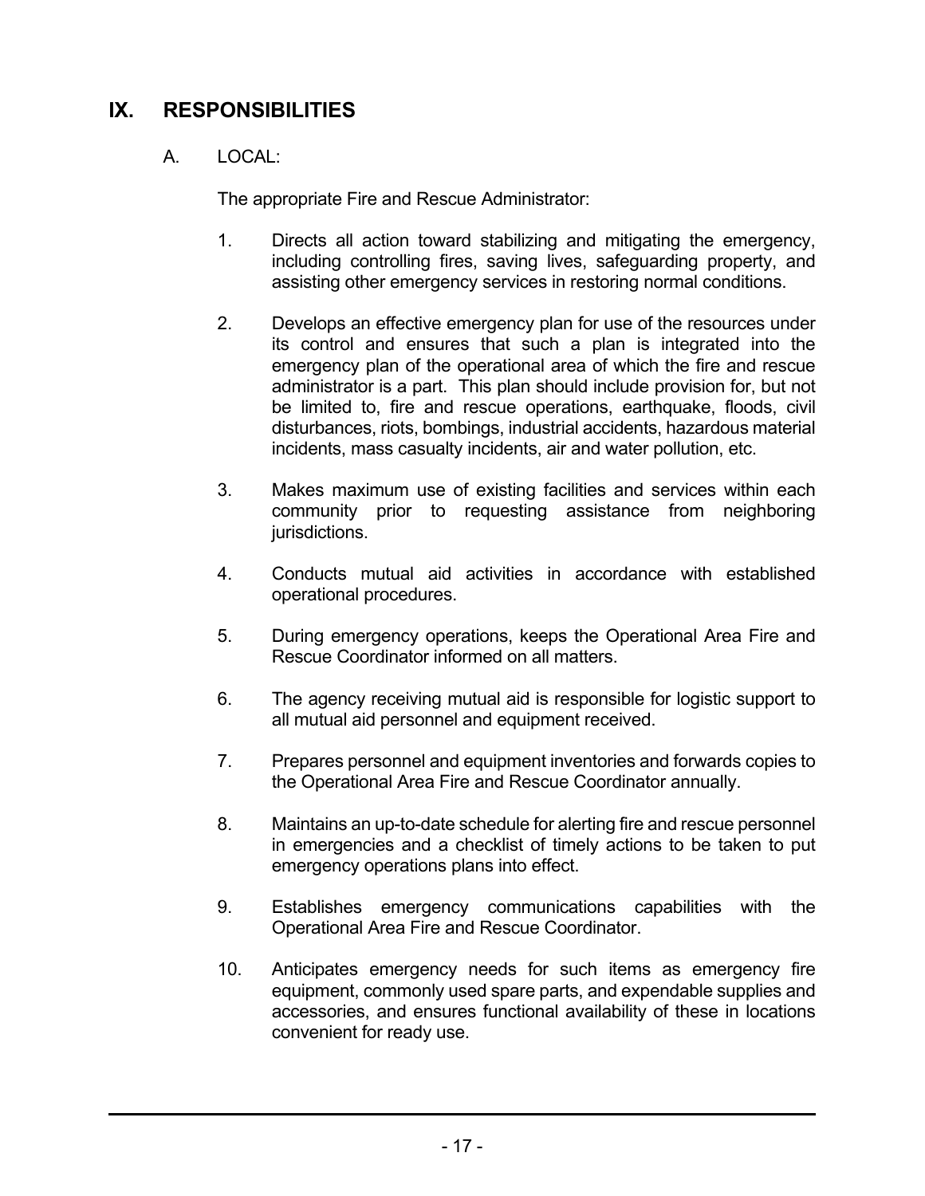## IX. RESPONSIBILITIES

A. LOCAL:

The appropriate Fire and Rescue Administrator:

1. Directs all action toward stabilizing and mitigating the emergency, including controlling fires, saving lives, safeguarding property, and assisting other emergency services in restoring normal conditions.

2. Develops an effective emergency plan for use of the resources under its control and ensures that such a plan is integrated into the emergency plan of the operational area of which the fire and rescue administrator is a part. This plan should include provision for, but not be limited to, fire and rescue operations, earthquake, floods, civil disturbances, riots, bombings, industrial accidents, hazardous material incidents, mass casualty incidents, air and water pollution, etc.

3. Makes maximum use of existing facilities and services within each community prior to requesting assistance from neighboring jurisdictions.

4. Conducts mutual aid activities in accordance with established operational procedures.

5. During emergency operations, keeps the Operational Area Fire and Rescue Coordinator informed on all matters.

6. The agency receiving mutual aid is responsible for logistic support to all mutual aid personnel and equipment received.

7. Prepares personnel and equipment inventories and forwards copies to the Operational Area Fire and Rescue Coordinator annually.

8. Maintains an up-to-date schedule for alerting fire and rescue personnel in emergencies and a checklist of timely actions to be taken to put emergency operations plans into effect.

9. Establishes emergency communications capabilities with the Operational Area Fire and Rescue Coordinator.

10. Anticipates emergency needs for such items as emergency fire equipment, commonly used spare parts, and expendable supplies and accessories, and ensures functional availability of these in locations convenient for ready use.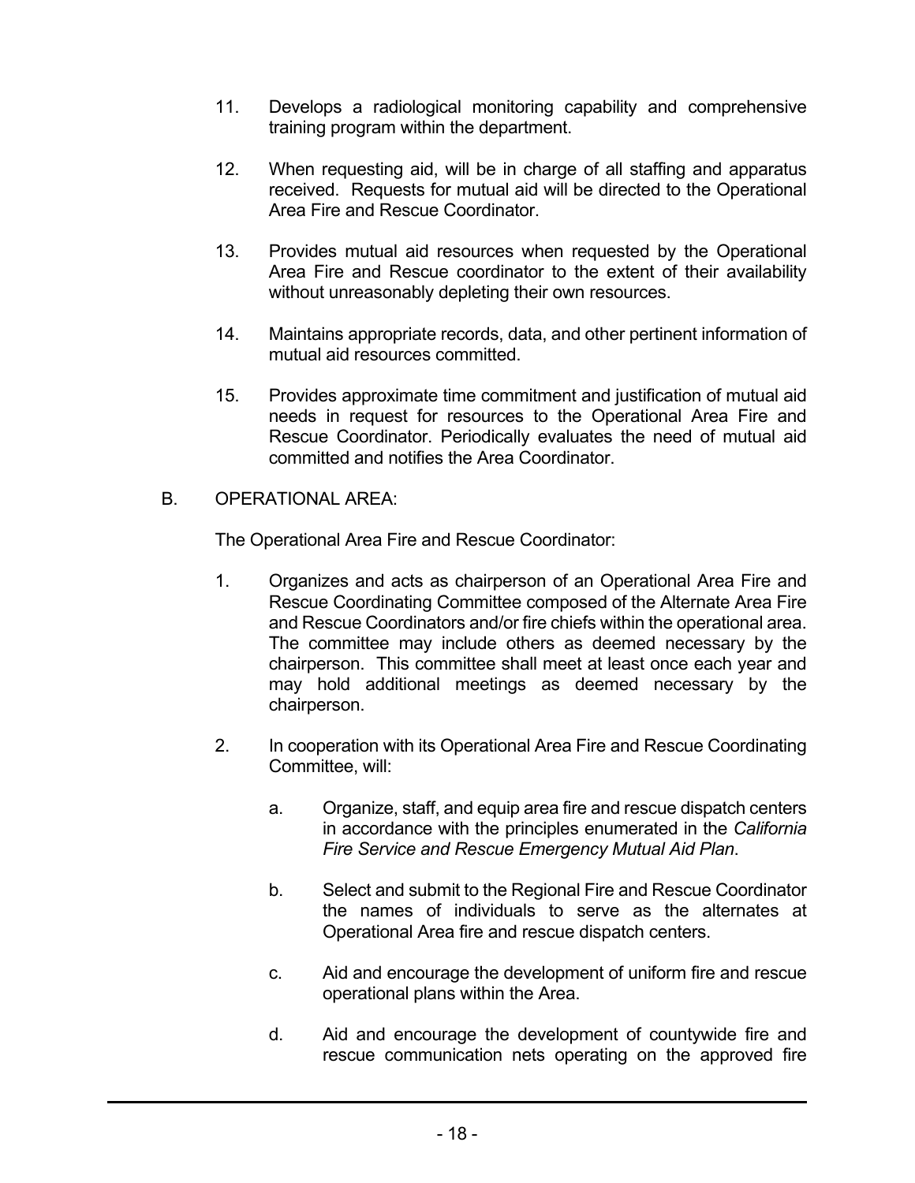11. Develops a radiological monitoring capability and comprehensive training program within the department.

12. When requesting aid, will be in charge of all staffing and apparatus received. Requests for mutual aid will be directed to the Operational Area Fire and Rescue Coordinator.

13. Provides mutual aid resources when requested by the Operational Area Fire and Rescue coordinator to the extent of their availability without unreasonably depleting their own resources.

14. Maintains appropriate records, data, and other pertinent information of mutual aid resources committed.

15. Provides approximate time commitment and justification of mutual aid needs in request for resources to the Operational Area Fire and Rescue Coordinator. Periodically evaluates the need of mutual aid committed and notifies the Area Coordinator.

B. OPERATIONAL AREA:

The Operational Area Fire and Rescue Coordinator:

1. Organizes and acts as chairperson of an Operational Area Fire and Rescue Coordinating Committee composed of the Alternate Area Fire and Rescue Coordinators and/or fire chiefs within the operational area. The committee may include others as deemed necessary by the chairperson. This committee shall meet at least once each year and may hold additional meetings as deemed necessary by the chairperson.

2. In cooperation with its Operational Area Fire and Rescue Coordinating Committee, will:

   a. Organize, staff, and equip area fire and rescue dispatch centers in accordance with the principles enumerated in the *California Fire Service and Rescue Emergency Mutual Aid Plan*.

   b. Select and submit to the Regional Fire and Rescue Coordinator the names of individuals to serve as the alternates at Operational Area fire and rescue dispatch centers.

   c. Aid and encourage the development of uniform fire and rescue operational plans within the Area.

   d. Aid and encourage the development of countywide fire and rescue communication nets operating on the approved fire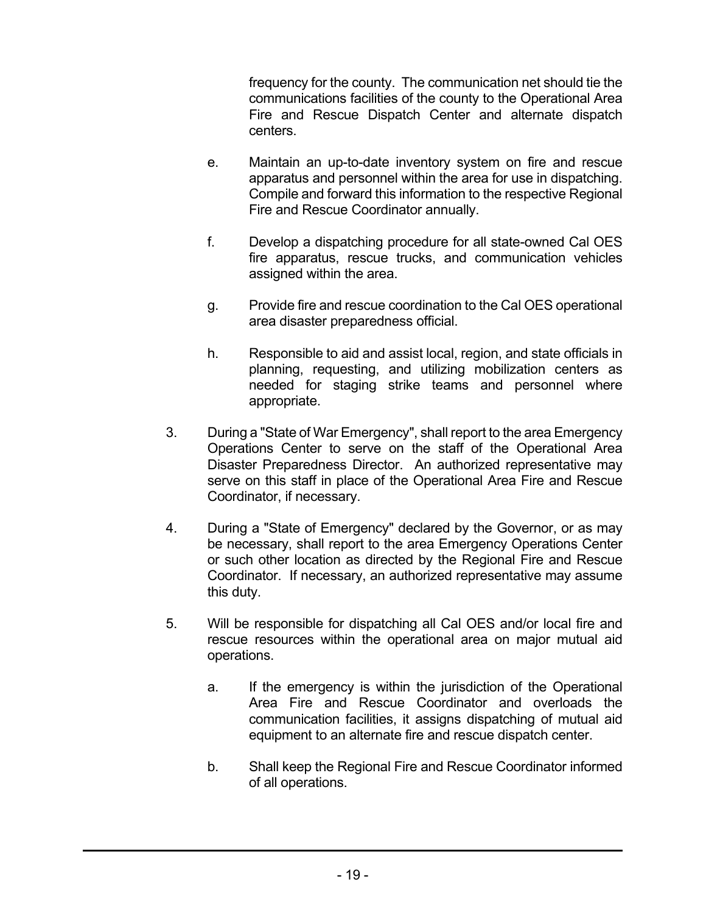frequency for the county. The communication net should tie the communications facilities of the county to the Operational Area Fire and Rescue Dispatch Center and alternate dispatch centers.

e. Maintain an up-to-date inventory system on fire and rescue apparatus and personnel within the area for use in dispatching. Compile and forward this information to the respective Regional Fire and Rescue Coordinator annually.

f. Develop a dispatching procedure for all state-owned Cal OES fire apparatus, rescue trucks, and communication vehicles assigned within the area.

g. Provide fire and rescue coordination to the Cal OES operational area disaster preparedness official.

h. Responsible to aid and assist local, region, and state officials in planning, requesting, and utilizing mobilization centers as needed for staging strike teams and personnel where appropriate.

3. During a "State of War Emergency", shall report to the area Emergency Operations Center to serve on the staff of the Operational Area Disaster Preparedness Director. An authorized representative may serve on this staff in place of the Operational Area Fire and Rescue Coordinator, if necessary.

4. During a "State of Emergency" declared by the Governor, or as may be necessary, shall report to the area Emergency Operations Center or such other location as directed by the Regional Fire and Rescue Coordinator. If necessary, an authorized representative may assume this duty.

5. Will be responsible for dispatching all Cal OES and/or local fire and rescue resources within the operational area on major mutual aid operations.

   a. If the emergency is within the jurisdiction of the Operational Area Fire and Rescue Coordinator and overloads the communication facilities, it assigns dispatching of mutual aid equipment to an alternate fire and rescue dispatch center.

   b. Shall keep the Regional Fire and Rescue Coordinator informed of all operations.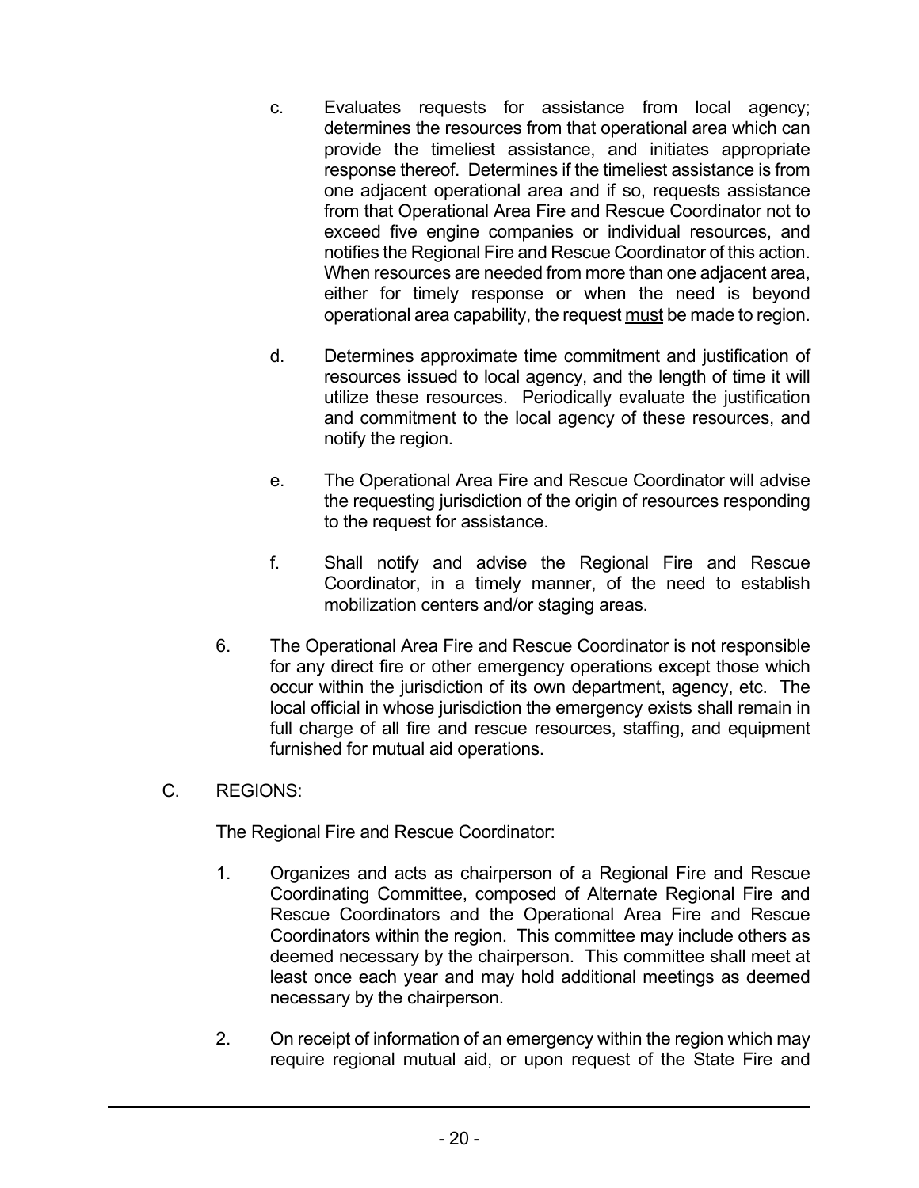c. Evaluates requests for assistance from local agency; determines the resources from that operational area which can provide the timeliest assistance, and initiates appropriate response thereof. Determines if the timeliest assistance is from one adjacent operational area and if so, requests assistance from that Operational Area Fire and Rescue Coordinator not to exceed five engine companies or individual resources, and notifies the Regional Fire and Rescue Coordinator of this action. When resources are needed from more than one adjacent area, either for timely response or when the need is beyond operational area capability, the request <u>must</u> be made to region.

d. Determines approximate time commitment and justification of resources issued to local agency, and the length of time it will utilize these resources. Periodically evaluate the justification and commitment to the local agency of these resources, and notify the region.

e. The Operational Area Fire and Rescue Coordinator will advise the requesting jurisdiction of the origin of resources responding to the request for assistance.

f. Shall notify and advise the Regional Fire and Rescue Coordinator, in a timely manner, of the need to establish mobilization centers and/or staging areas.

6. The Operational Area Fire and Rescue Coordinator is not responsible for any direct fire or other emergency operations except those which occur within the jurisdiction of its own department, agency, etc. The local official in whose jurisdiction the emergency exists shall remain in full charge of all fire and rescue resources, staffing, and equipment furnished for mutual aid operations.

C. REGIONS:

The Regional Fire and Rescue Coordinator:

1. Organizes and acts as chairperson of a Regional Fire and Rescue Coordinating Committee, composed of Alternate Regional Fire and Rescue Coordinators and the Operational Area Fire and Rescue Coordinators within the region. This committee may include others as deemed necessary by the chairperson. This committee shall meet at least once each year and may hold additional meetings as deemed necessary by the chairperson.

2. On receipt of information of an emergency within the region which may require regional mutual aid, or upon request of the State Fire and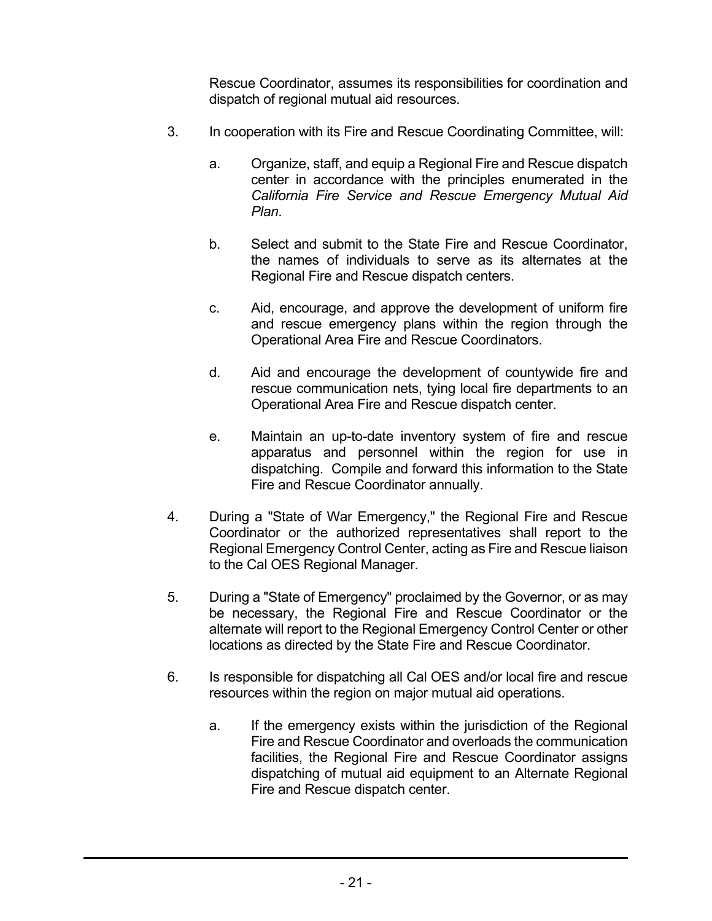Rescue Coordinator, assumes its responsibilities for coordination and dispatch of regional mutual aid resources.

3. In cooperation with its Fire and Rescue Coordinating Committee, will:

   a. Organize, staff, and equip a Regional Fire and Rescue dispatch center in accordance with the principles enumerated in the *California Fire Service and Rescue Emergency Mutual Aid Plan*.

   b. Select and submit to the State Fire and Rescue Coordinator, the names of individuals to serve as its alternates at the Regional Fire and Rescue dispatch centers.

   c. Aid, encourage, and approve the development of uniform fire and rescue emergency plans within the region through the Operational Area Fire and Rescue Coordinators.

   d. Aid and encourage the development of countywide fire and rescue communication nets, tying local fire departments to an Operational Area Fire and Rescue dispatch center.

   e. Maintain an up-to-date inventory system of fire and rescue apparatus and personnel within the region for use in dispatching. Compile and forward this information to the State Fire and Rescue Coordinator annually.

4. During a "State of War Emergency," the Regional Fire and Rescue Coordinator or the authorized representatives shall report to the Regional Emergency Control Center, acting as Fire and Rescue liaison to the Cal OES Regional Manager.

5. During a "State of Emergency" proclaimed by the Governor, or as may be necessary, the Regional Fire and Rescue Coordinator or the alternate will report to the Regional Emergency Control Center or other locations as directed by the State Fire and Rescue Coordinator.

6. Is responsible for dispatching all Cal OES and/or local fire and rescue resources within the region on major mutual aid operations.

   a. If the emergency exists within the jurisdiction of the Regional Fire and Rescue Coordinator and overloads the communication facilities, the Regional Fire and Rescue Coordinator assigns dispatching of mutual aid equipment to an Alternate Regional Fire and Rescue dispatch center.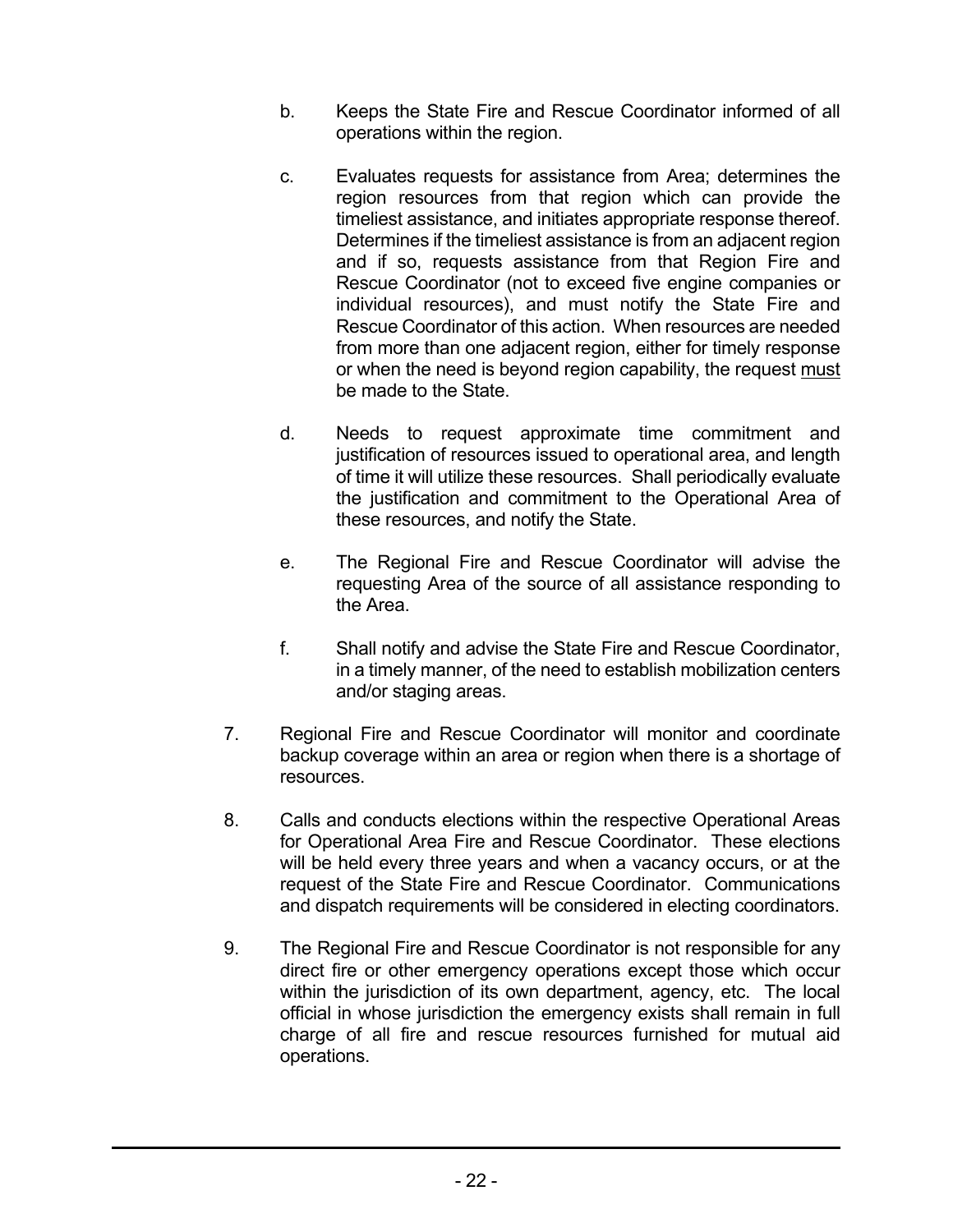b. Keeps the State Fire and Rescue Coordinator informed of all operations within the region.

c. Evaluates requests for assistance from Area; determines the region resources from that region which can provide the timeliest assistance, and initiates appropriate response thereof. Determines if the timeliest assistance is from an adjacent region and if so, requests assistance from that Region Fire and Rescue Coordinator (not to exceed five engine companies or individual resources), and must notify the State Fire and Rescue Coordinator of this action. When resources are needed from more than one adjacent region, either for timely response or when the need is beyond region capability, the request <u>must</u> be made to the State.

d. Needs to request approximate time commitment and justification of resources issued to operational area, and length of time it will utilize these resources. Shall periodically evaluate the justification and commitment to the Operational Area of these resources, and notify the State.

e. The Regional Fire and Rescue Coordinator will advise the requesting Area of the source of all assistance responding to the Area.

f. Shall notify and advise the State Fire and Rescue Coordinator, in a timely manner, of the need to establish mobilization centers and/or staging areas.

7. Regional Fire and Rescue Coordinator will monitor and coordinate backup coverage within an area or region when there is a shortage of resources.

8. Calls and conducts elections within the respective Operational Areas for Operational Area Fire and Rescue Coordinator. These elections will be held every three years and when a vacancy occurs, or at the request of the State Fire and Rescue Coordinator. Communications and dispatch requirements will be considered in electing coordinators.

9. The Regional Fire and Rescue Coordinator is not responsible for any direct fire or other emergency operations except those which occur within the jurisdiction of its own department, agency, etc. The local official in whose jurisdiction the emergency exists shall remain in full charge of all fire and rescue resources furnished for mutual aid operations.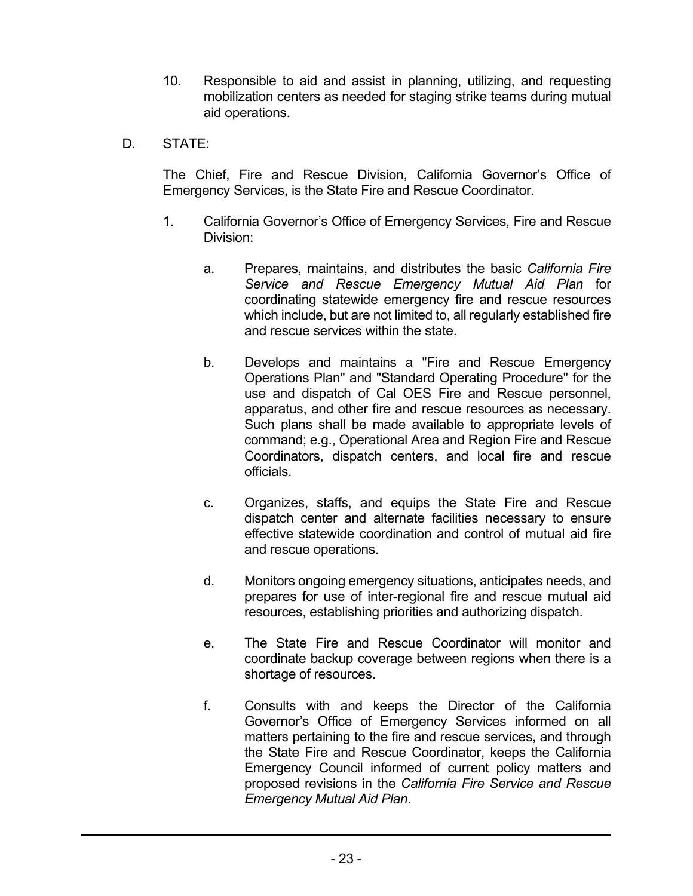10. Responsible to aid and assist in planning, utilizing, and requesting mobilization centers as needed for staging strike teams during mutual aid operations.

D. STATE:

The Chief, Fire and Rescue Division, California Governor's Office of Emergency Services, is the State Fire and Rescue Coordinator.

1. California Governor's Office of Emergency Services, Fire and Rescue Division:

    a. Prepares, maintains, and distributes the basic *California Fire Service and Rescue Emergency Mutual Aid Plan* for coordinating statewide emergency fire and rescue resources which include, but are not limited to, all regularly established fire and rescue services within the state.

    b. Develops and maintains a "Fire and Rescue Emergency Operations Plan" and "Standard Operating Procedure" for the use and dispatch of Cal OES Fire and Rescue personnel, apparatus, and other fire and rescue resources as necessary. Such plans shall be made available to appropriate levels of command; e.g., Operational Area and Region Fire and Rescue Coordinators, dispatch centers, and local fire and rescue officials.

    c. Organizes, staffs, and equips the State Fire and Rescue dispatch center and alternate facilities necessary to ensure effective statewide coordination and control of mutual aid fire and rescue operations.

    d. Monitors ongoing emergency situations, anticipates needs, and prepares for use of inter-regional fire and rescue mutual aid resources, establishing priorities and authorizing dispatch.

    e. The State Fire and Rescue Coordinator will monitor and coordinate backup coverage between regions when there is a shortage of resources.

    f. Consults with and keeps the Director of the California Governor's Office of Emergency Services informed on all matters pertaining to the fire and rescue services, and through the State Fire and Rescue Coordinator, keeps the California Emergency Council informed of current policy matters and proposed revisions in the *California Fire Service and Rescue Emergency Mutual Aid Plan*.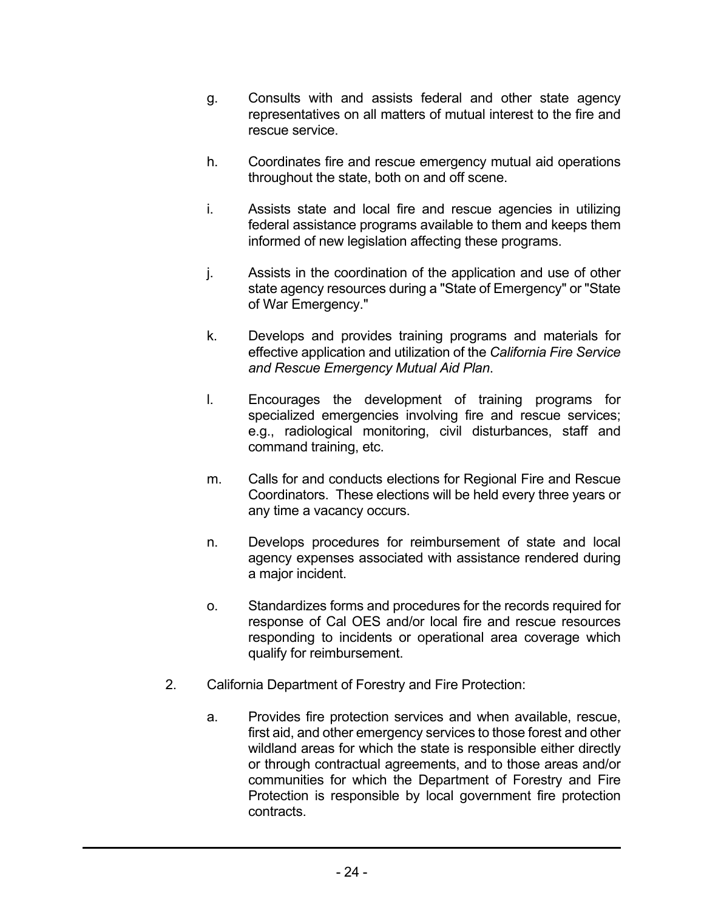g. Consults with and assists federal and other state agency representatives on all matters of mutual interest to the fire and rescue service.

h. Coordinates fire and rescue emergency mutual aid operations throughout the state, both on and off scene.

i. Assists state and local fire and rescue agencies in utilizing federal assistance programs available to them and keeps them informed of new legislation affecting these programs.

j. Assists in the coordination of the application and use of other state agency resources during a "State of Emergency" or "State of War Emergency."

k. Develops and provides training programs and materials for effective application and utilization of the *California Fire Service and Rescue Emergency Mutual Aid Plan*.

l. Encourages the development of training programs for specialized emergencies involving fire and rescue services; e.g., radiological monitoring, civil disturbances, staff and command training, etc.

m. Calls for and conducts elections for Regional Fire and Rescue Coordinators. These elections will be held every three years or any time a vacancy occurs.

n. Develops procedures for reimbursement of state and local agency expenses associated with assistance rendered during a major incident.

o. Standardizes forms and procedures for the records required for response of Cal OES and/or local fire and rescue resources responding to incidents or operational area coverage which qualify for reimbursement.

2. California Department of Forestry and Fire Protection:

   a. Provides fire protection services and when available, rescue, first aid, and other emergency services to those forest and other wildland areas for which the state is responsible either directly or through contractual agreements, and to those areas and/or communities for which the Department of Forestry and Fire Protection is responsible by local government fire protection contracts.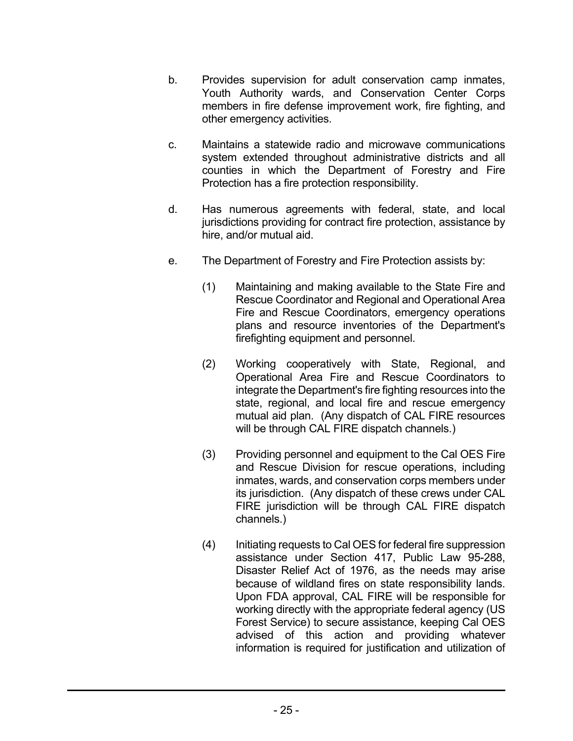b. Provides supervision for adult conservation camp inmates, Youth Authority wards, and Conservation Center Corps members in fire defense improvement work, fire fighting, and other emergency activities.

c. Maintains a statewide radio and microwave communications system extended throughout administrative districts and all counties in which the Department of Forestry and Fire Protection has a fire protection responsibility.

d. Has numerous agreements with federal, state, and local jurisdictions providing for contract fire protection, assistance by hire, and/or mutual aid.

e. The Department of Forestry and Fire Protection assists by:

   (1) Maintaining and making available to the State Fire and Rescue Coordinator and Regional and Operational Area Fire and Rescue Coordinators, emergency operations plans and resource inventories of the Department's firefighting equipment and personnel.

   (2) Working cooperatively with State, Regional, and Operational Area Fire and Rescue Coordinators to integrate the Department's fire fighting resources into the state, regional, and local fire and rescue emergency mutual aid plan. (Any dispatch of CAL FIRE resources will be through CAL FIRE dispatch channels.)

   (3) Providing personnel and equipment to the Cal OES Fire and Rescue Division for rescue operations, including inmates, wards, and conservation corps members under its jurisdiction. (Any dispatch of these crews under CAL FIRE jurisdiction will be through CAL FIRE dispatch channels.)

   (4) Initiating requests to Cal OES for federal fire suppression assistance under Section 417, Public Law 95-288, Disaster Relief Act of 1976, as the needs may arise because of wildland fires on state responsibility lands. Upon FDA approval, CAL FIRE will be responsible for working directly with the appropriate federal agency (US Forest Service) to secure assistance, keeping Cal OES advised of this action and providing whatever information is required for justification and utilization of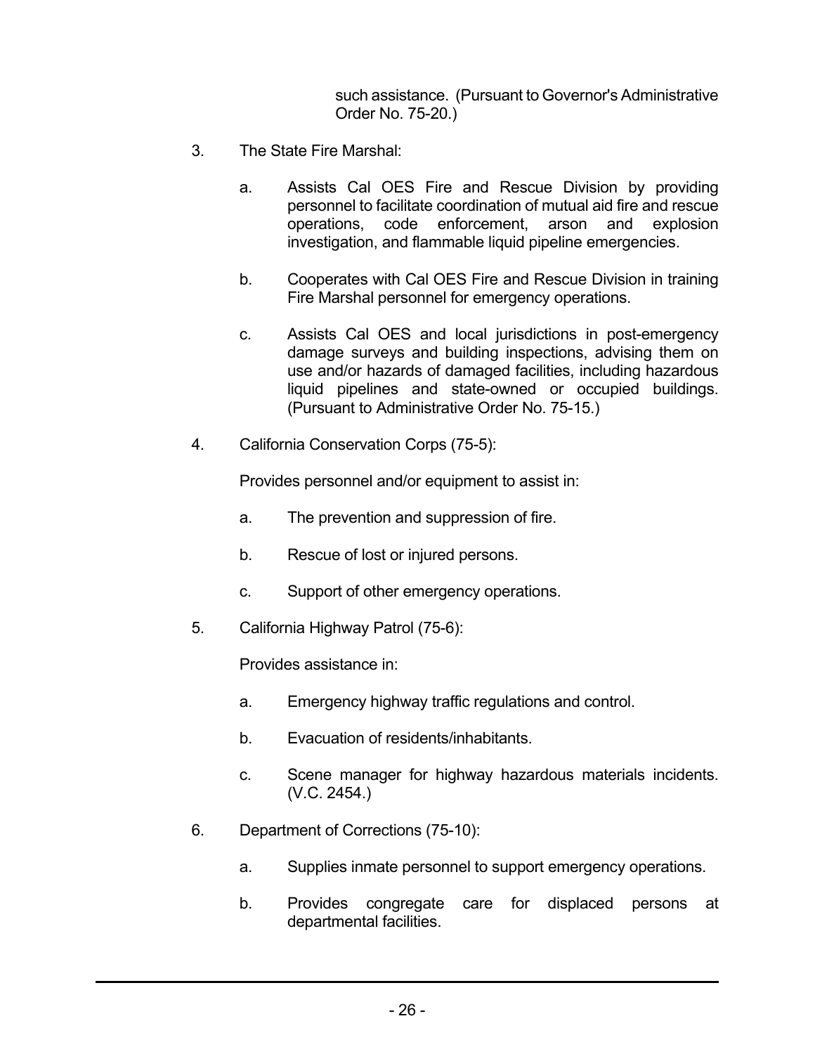such assistance. (Pursuant to Governor's Administrative Order No. 75-20.)

3. The State Fire Marshal:

   a. Assists Cal OES Fire and Rescue Division by providing personnel to facilitate coordination of mutual aid fire and rescue operations, code enforcement, arson and explosion investigation, and flammable liquid pipeline emergencies.

   b. Cooperates with Cal OES Fire and Rescue Division in training Fire Marshal personnel for emergency operations.

   c. Assists Cal OES and local jurisdictions in post-emergency damage surveys and building inspections, advising them on use and/or hazards of damaged facilities, including hazardous liquid pipelines and state-owned or occupied buildings. (Pursuant to Administrative Order No. 75-15.)

4. California Conservation Corps (75-5):

   Provides personnel and/or equipment to assist in:

   a. The prevention and suppression of fire.

   b. Rescue of lost or injured persons.

   c. Support of other emergency operations.

5. California Highway Patrol (75-6):

   Provides assistance in:

   a. Emergency highway traffic regulations and control.

   b. Evacuation of residents/inhabitants.

   c. Scene manager for highway hazardous materials incidents. (V.C. 2454.)

6. Department of Corrections (75-10):

   a. Supplies inmate personnel to support emergency operations.

   b. Provides congregate care for displaced persons at departmental facilities.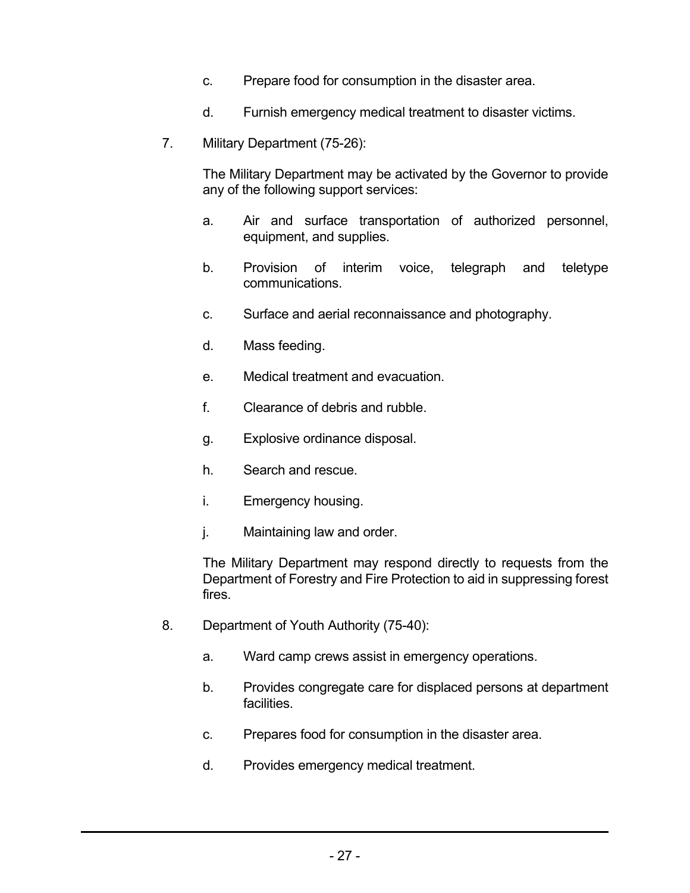c. Prepare food for consumption in the disaster area.

d. Furnish emergency medical treatment to disaster victims.

7. Military Department (75-26):

   The Military Department may be activated by the Governor to provide any of the following support services:

   a. Air and surface transportation of authorized personnel, equipment, and supplies.

   b. Provision of interim voice, telegraph and teletype communications.

   c. Surface and aerial reconnaissance and photography.

   d. Mass feeding.

   e. Medical treatment and evacuation.

   f. Clearance of debris and rubble.

   g. Explosive ordinance disposal.

   h. Search and rescue.

   i. Emergency housing.

   j. Maintaining law and order.

   The Military Department may respond directly to requests from the Department of Forestry and Fire Protection to aid in suppressing forest fires.

8. Department of Youth Authority (75-40):

   a. Ward camp crews assist in emergency operations.

   b. Provides congregate care for displaced persons at department facilities.

   c. Prepares food for consumption in the disaster area.

   d. Provides emergency medical treatment.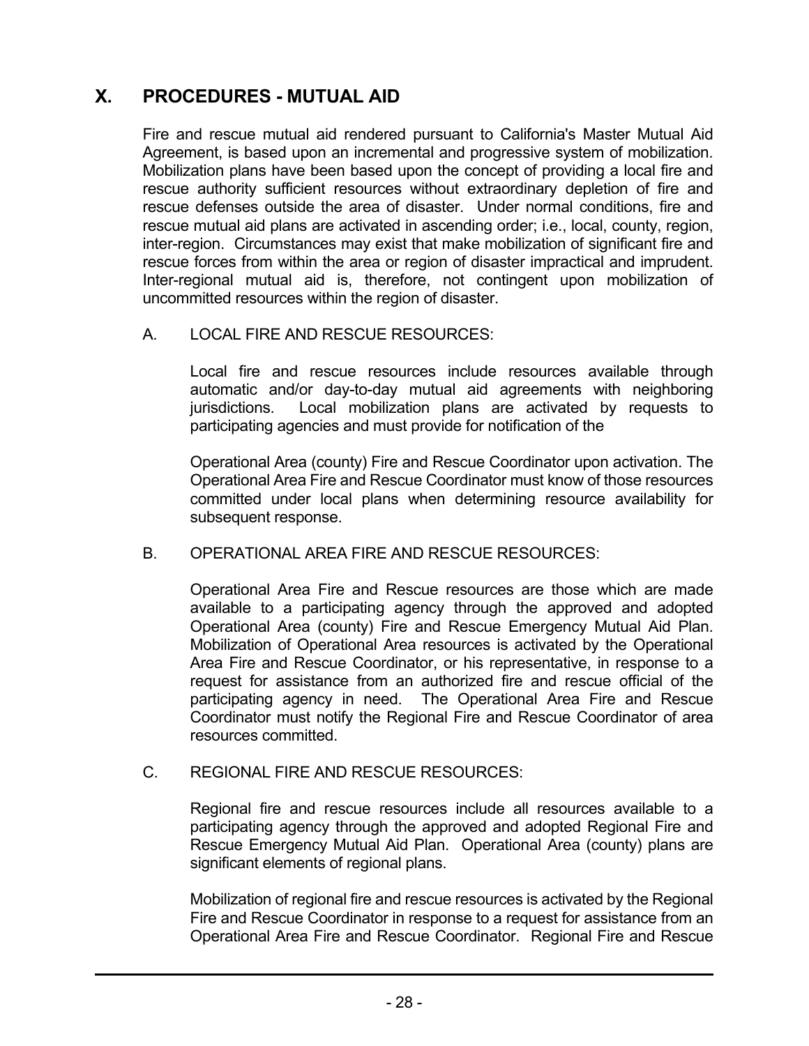## X. PROCEDURES - MUTUAL AID

Fire and rescue mutual aid rendered pursuant to California's Master Mutual Aid Agreement, is based upon an incremental and progressive system of mobilization. Mobilization plans have been based upon the concept of providing a local fire and rescue authority sufficient resources without extraordinary depletion of fire and rescue defenses outside the area of disaster. Under normal conditions, fire and rescue mutual aid plans are activated in ascending order; i.e., local, county, region, inter-region. Circumstances may exist that make mobilization of significant fire and rescue forces from within the area or region of disaster impractical and imprudent. Inter-regional mutual aid is, therefore, not contingent upon mobilization of uncommitted resources within the region of disaster.

### A. LOCAL FIRE AND RESCUE RESOURCES:

Local fire and rescue resources include resources available through automatic and/or day-to-day mutual aid agreements with neighboring jurisdictions. Local mobilization plans are activated by requests to participating agencies and must provide for notification of the

Operational Area (county) Fire and Rescue Coordinator upon activation. The Operational Area Fire and Rescue Coordinator must know of those resources committed under local plans when determining resource availability for subsequent response.

### B. OPERATIONAL AREA FIRE AND RESCUE RESOURCES:

Operational Area Fire and Rescue resources are those which are made available to a participating agency through the approved and adopted Operational Area (county) Fire and Rescue Emergency Mutual Aid Plan. Mobilization of Operational Area resources is activated by the Operational Area Fire and Rescue Coordinator, or his representative, in response to a request for assistance from an authorized fire and rescue official of the participating agency in need. The Operational Area Fire and Rescue Coordinator must notify the Regional Fire and Rescue Coordinator of area resources committed.

### C. REGIONAL FIRE AND RESCUE RESOURCES:

Regional fire and rescue resources include all resources available to a participating agency through the approved and adopted Regional Fire and Rescue Emergency Mutual Aid Plan. Operational Area (county) plans are significant elements of regional plans.

Mobilization of regional fire and rescue resources is activated by the Regional Fire and Rescue Coordinator in response to a request for assistance from an Operational Area Fire and Rescue Coordinator. Regional Fire and Rescue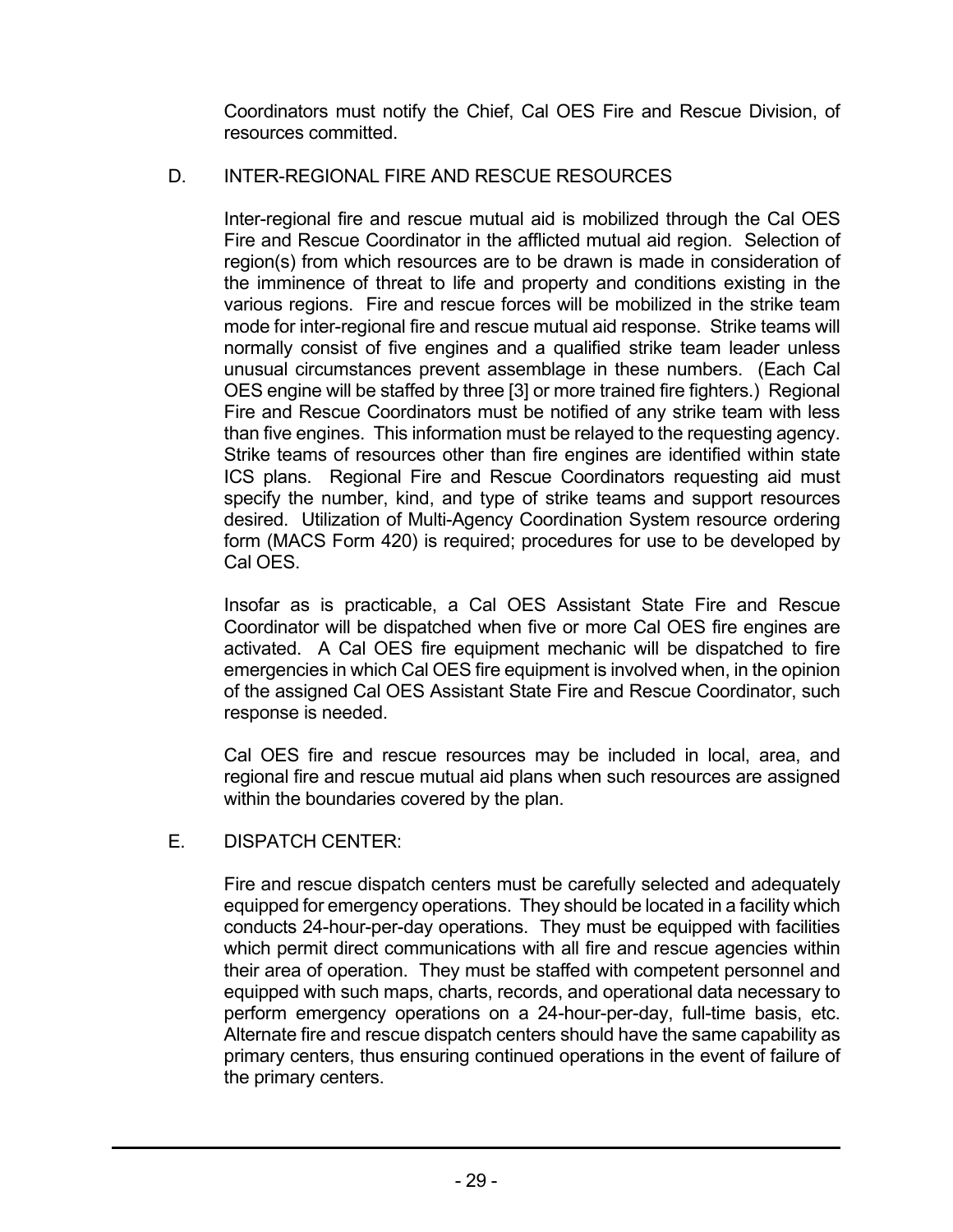Coordinators must notify the Chief, Cal OES Fire and Rescue Division, of resources committed.

### D. INTER-REGIONAL FIRE AND RESCUE RESOURCES

Inter-regional fire and rescue mutual aid is mobilized through the Cal OES Fire and Rescue Coordinator in the afflicted mutual aid region. Selection of region(s) from which resources are to be drawn is made in consideration of the imminence of threat to life and property and conditions existing in the various regions. Fire and rescue forces will be mobilized in the strike team mode for inter-regional fire and rescue mutual aid response. Strike teams will normally consist of five engines and a qualified strike team leader unless unusual circumstances prevent assemblage in these numbers. (Each Cal OES engine will be staffed by three [3] or more trained fire fighters.) Regional Fire and Rescue Coordinators must be notified of any strike team with less than five engines. This information must be relayed to the requesting agency. Strike teams of resources other than fire engines are identified within state ICS plans. Regional Fire and Rescue Coordinators requesting aid must specify the number, kind, and type of strike teams and support resources desired. Utilization of Multi-Agency Coordination System resource ordering form (MACS Form 420) is required; procedures for use to be developed by Cal OES.

Insofar as is practicable, a Cal OES Assistant State Fire and Rescue Coordinator will be dispatched when five or more Cal OES fire engines are activated. A Cal OES fire equipment mechanic will be dispatched to fire emergencies in which Cal OES fire equipment is involved when, in the opinion of the assigned Cal OES Assistant State Fire and Rescue Coordinator, such response is needed.

Cal OES fire and rescue resources may be included in local, area, and regional fire and rescue mutual aid plans when such resources are assigned within the boundaries covered by the plan.

### E. DISPATCH CENTER:

Fire and rescue dispatch centers must be carefully selected and adequately equipped for emergency operations. They should be located in a facility which conducts 24-hour-per-day operations. They must be equipped with facilities which permit direct communications with all fire and rescue agencies within their area of operation. They must be staffed with competent personnel and equipped with such maps, charts, records, and operational data necessary to perform emergency operations on a 24-hour-per-day, full-time basis, etc. Alternate fire and rescue dispatch centers should have the same capability as primary centers, thus ensuring continued operations in the event of failure of the primary centers.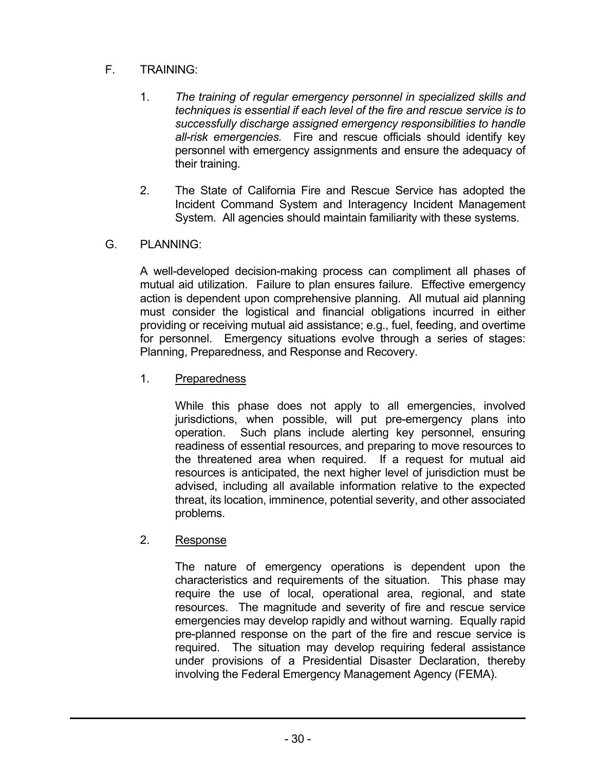## F. TRAINING:

1. *The training of regular emergency personnel in specialized skills and techniques is essential if each level of the fire and rescue service is to successfully discharge assigned emergency responsibilities to handle all-risk emergencies.* Fire and rescue officials should identify key personnel with emergency assignments and ensure the adequacy of their training.

2. The State of California Fire and Rescue Service has adopted the Incident Command System and Interagency Incident Management System. All agencies should maintain familiarity with these systems.

## G. PLANNING:

A well-developed decision-making process can compliment all phases of mutual aid utilization. Failure to plan ensures failure. Effective emergency action is dependent upon comprehensive planning. All mutual aid planning must consider the logistical and financial obligations incurred in either providing or receiving mutual aid assistance; e.g., fuel, feeding, and overtime for personnel. Emergency situations evolve through a series of stages: Planning, Preparedness, and Response and Recovery.

1. <u>Preparedness</u>

   While this phase does not apply to all emergencies, involved jurisdictions, when possible, will put pre-emergency plans into operation. Such plans include alerting key personnel, ensuring readiness of essential resources, and preparing to move resources to the threatened area when required. If a request for mutual aid resources is anticipated, the next higher level of jurisdiction must be advised, including all available information relative to the expected threat, its location, imminence, potential severity, and other associated problems.

2. <u>Response</u>

   The nature of emergency operations is dependent upon the characteristics and requirements of the situation. This phase may require the use of local, operational area, regional, and state resources. The magnitude and severity of fire and rescue service emergencies may develop rapidly and without warning. Equally rapid pre-planned response on the part of the fire and rescue service is required. The situation may develop requiring federal assistance under provisions of a Presidential Disaster Declaration, thereby involving the Federal Emergency Management Agency (FEMA).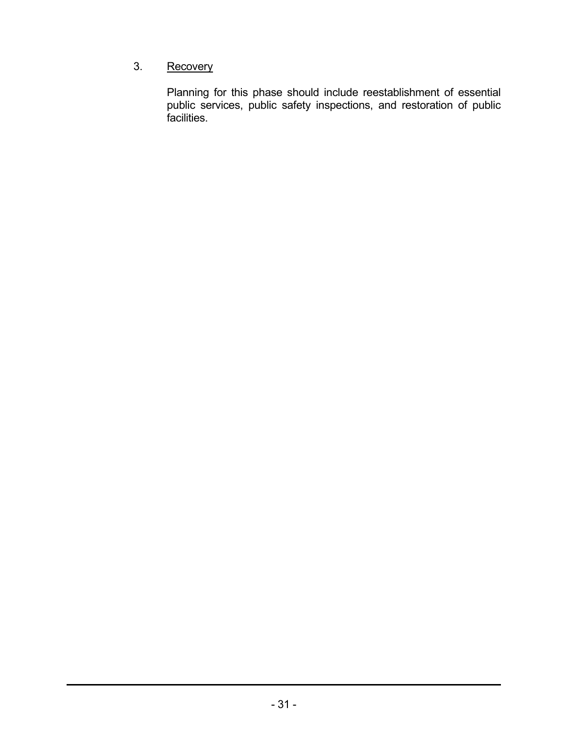3. Recovery

   Planning for this phase should include reestablishment of essential public services, public safety inspections, and restoration of public facilities.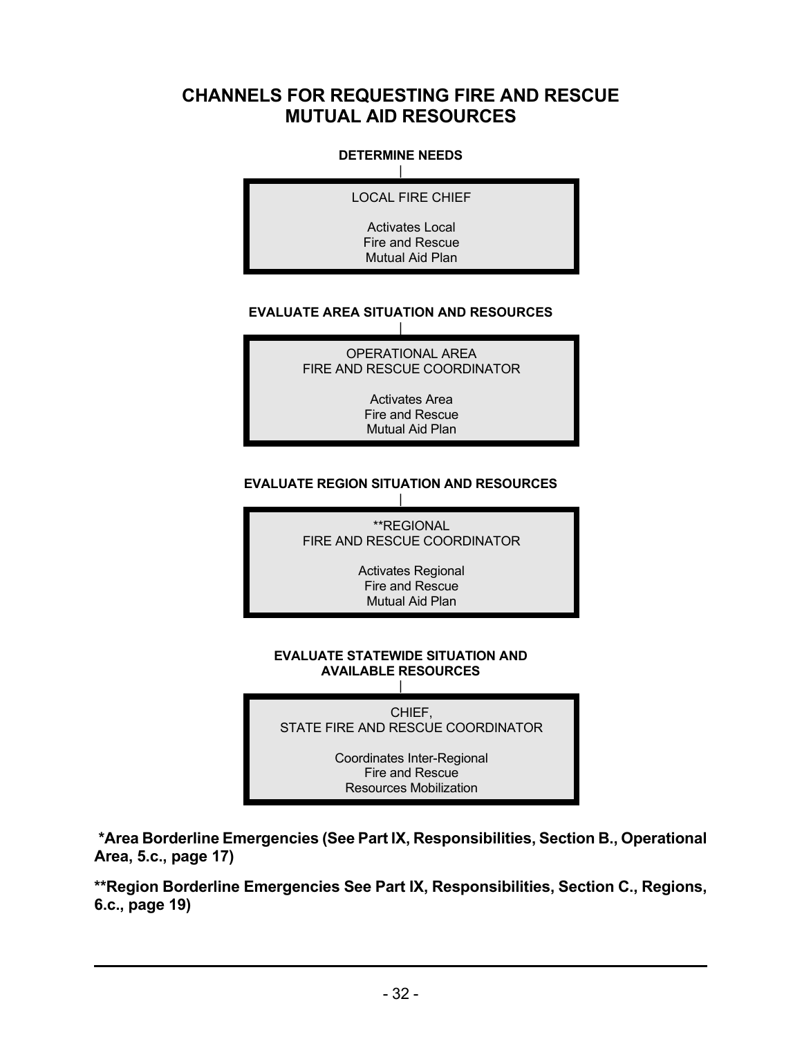# CHANNELS FOR REQUESTING FIRE AND RESCUE MUTUAL AID RESOURCES

**DETERMINE NEEDS**

|

LOCAL FIRE CHIEF

Activates Local
Fire and Rescue
Mutual Aid Plan

**EVALUATE AREA SITUATION AND RESOURCES**

|

OPERATIONAL AREA
FIRE AND RESCUE COORDINATOR

Activates Area
Fire and Rescue
Mutual Aid Plan

**EVALUATE REGION SITUATION AND RESOURCES**

|

**REGIONAL
FIRE AND RESCUE COORDINATOR

Activates Regional
Fire and Rescue
Mutual Aid Plan

**EVALUATE STATEWIDE SITUATION AND AVAILABLE RESOURCES**

|

CHIEF,
STATE FIRE AND RESCUE COORDINATOR

Coordinates Inter-Regional
Fire and Rescue
Resources Mobilization

**\*Area Borderline Emergencies (See Part IX, Responsibilities, Section B., Operational Area, 5.c., page 17)**

**\*\*Region Borderline Emergencies See Part IX, Responsibilities, Section C., Regions, 6.c., page 19)**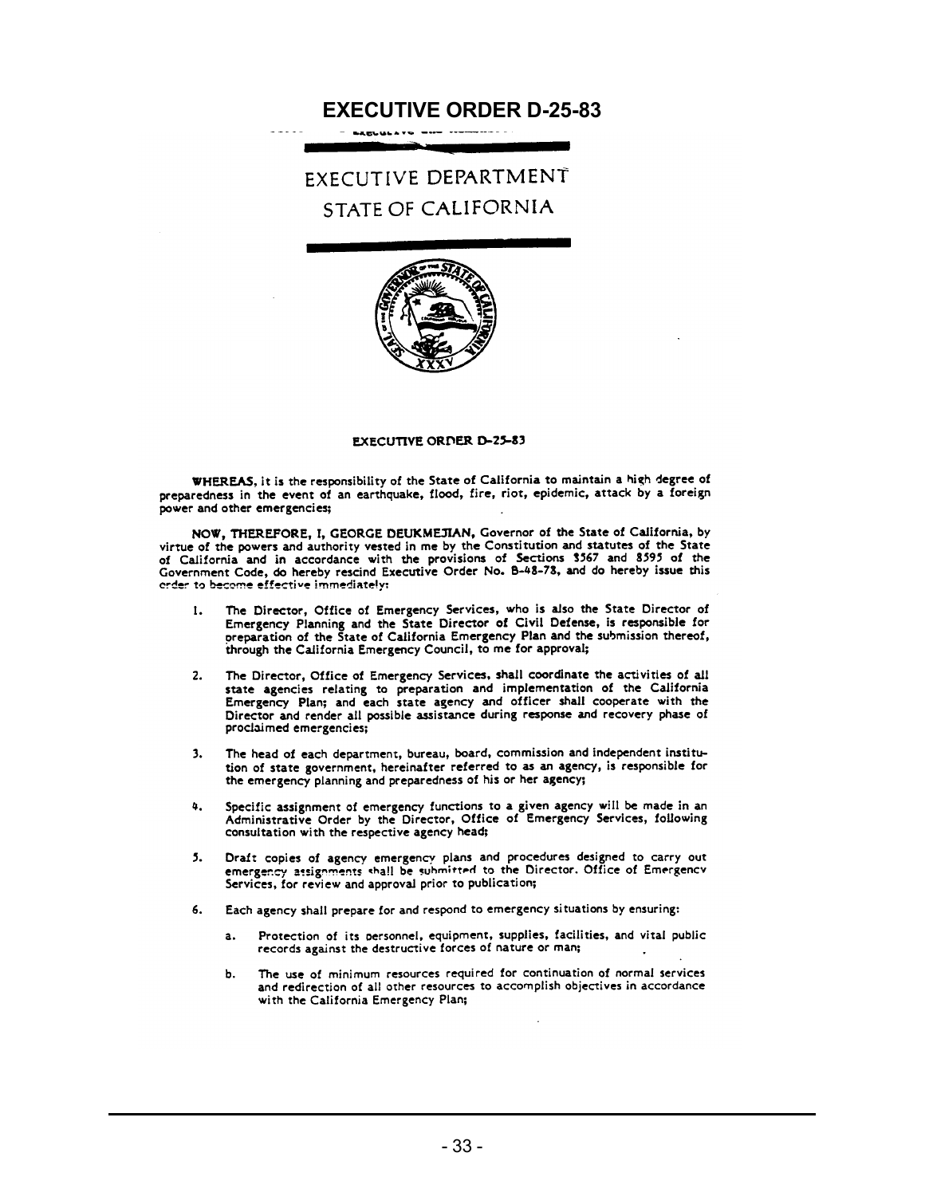# EXECUTIVE ORDER D-25-83

EXECUTIVE DEPARTMENT
STATE OF CALIFORNIA

**EXECUTIVE ORDER D-25-83**

**WHEREAS**, it is the responsibility of the State of California to maintain a high degree of preparedness in the event of an earthquake, flood, fire, riot, epidemic, attack by a foreign power and other emergencies;

**NOW, THEREFORE, I, GEORGE DEUKMEJIAN**, Governor of the State of California, by virtue of the powers and authority vested in me by the Constitution and statutes of the State of California and in accordance with the provisions of Sections 8567 and 8595 of the Government Code, do hereby rescind Executive Order No. B-48-78, and do hereby issue this order to become effective immediately:

1. The Director, Office of Emergency Services, who is also the State Director of Emergency Planning and the State Director of Civil Defense, is responsible for preparation of the State of California Emergency Plan and the submission thereof, through the California Emergency Council, to me for approval;

2. The Director, Office of Emergency Services, shall coordinate the activities of all state agencies relating to preparation and implementation of the California Emergency Plan; and each state agency and officer shall cooperate with the Director and render all possible assistance during response and recovery phase of proclaimed emergencies;

3. The head of each department, bureau, board, commission and independent institution of state government, hereinafter referred to as an agency, is responsible for the emergency planning and preparedness of his or her agency;

4. Specific assignment of emergency functions to a given agency will be made in an Administrative Order by the Director, Office of Emergency Services, following consultation with the respective agency head;

5. Draft copies of agency emergency plans and procedures designed to carry out emergency assignments shall be submitted to the Director, Office of Emergency Services, for review and approval prior to publication;

6. Each agency shall prepare for and respond to emergency situations by ensuring:

   a. Protection of its personnel, equipment, supplies, facilities, and vital public records against the destructive forces of nature or man;

   b. The use of minimum resources required for continuation of normal services and redirection of all other resources to accomplish objectives in accordance with the California Emergency Plan;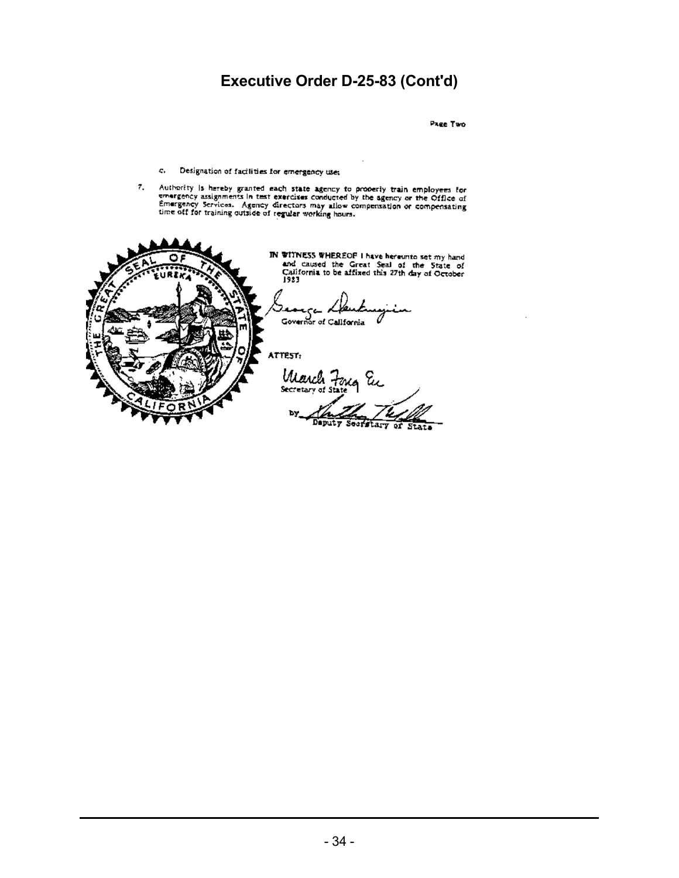# Executive Order D-25-83 (Cont'd)

Page Two

c. Designation of facilities for emergency use;

7. Authority is hereby granted each state agency to properly train employees for emergency assignments in test exercises conducted by the agency or the Office of Emergency Services. Agency directors may allow compensation or compensating time off for training outside of regular working hours.

IN WITNESS WHEREOF I have hereunto set my hand and caused the Great Seal of the State of California to be affixed this 27th day of October 1983

George Deukmejian
Governor of California

ATTEST:

March Fong Eu
Secretary of State

by ________
Deputy Secretary of State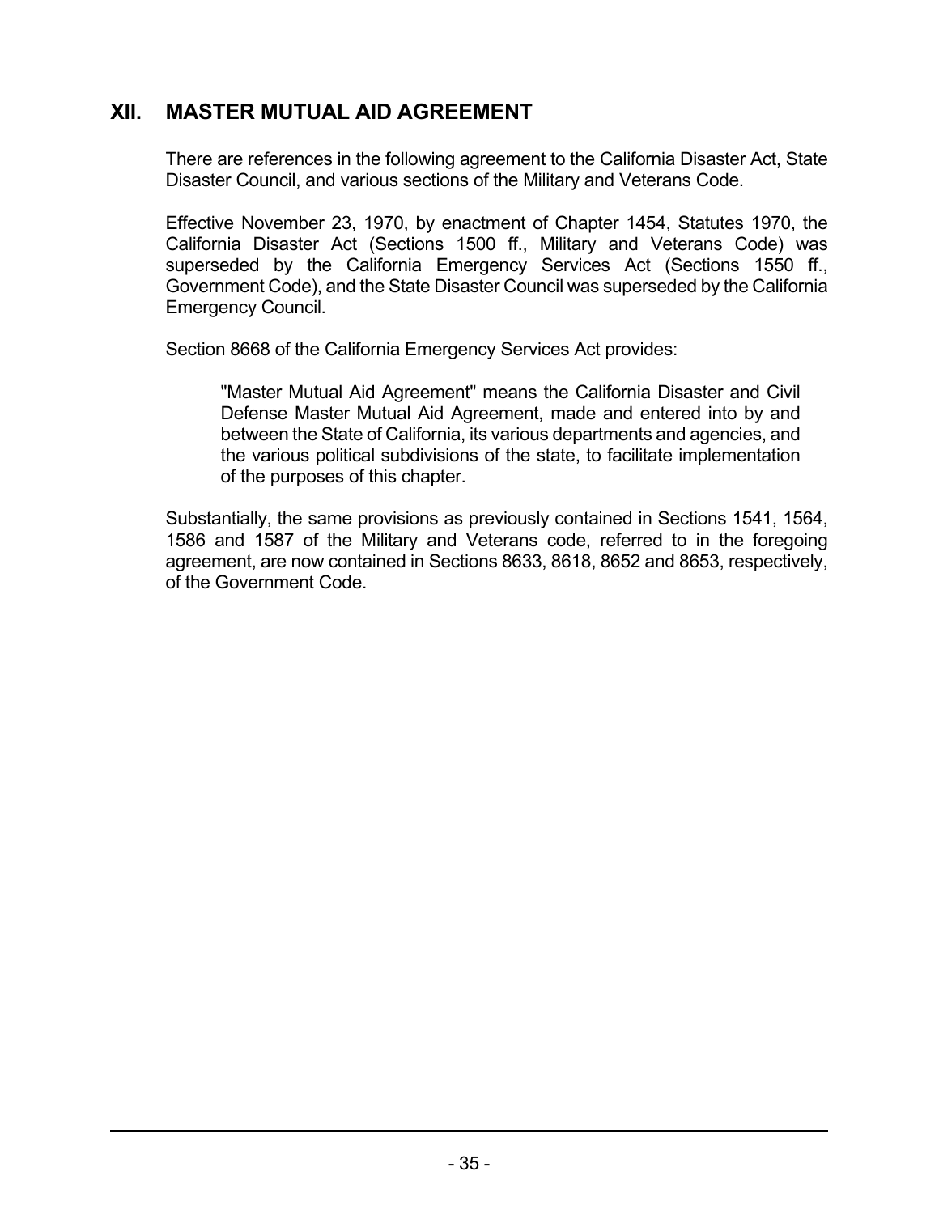## XII. MASTER MUTUAL AID AGREEMENT

There are references in the following agreement to the California Disaster Act, State Disaster Council, and various sections of the Military and Veterans Code.

Effective November 23, 1970, by enactment of Chapter 1454, Statutes 1970, the California Disaster Act (Sections 1500 ff., Military and Veterans Code) was superseded by the California Emergency Services Act (Sections 1550 ff., Government Code), and the State Disaster Council was superseded by the California Emergency Council.

Section 8668 of the California Emergency Services Act provides:

> "Master Mutual Aid Agreement" means the California Disaster and Civil Defense Master Mutual Aid Agreement, made and entered into by and between the State of California, its various departments and agencies, and the various political subdivisions of the state, to facilitate implementation of the purposes of this chapter.

Substantially, the same provisions as previously contained in Sections 1541, 1564, 1586 and 1587 of the Military and Veterans code, referred to in the foregoing agreement, are now contained in Sections 8633, 8618, 8652 and 8653, respectively, of the Government Code.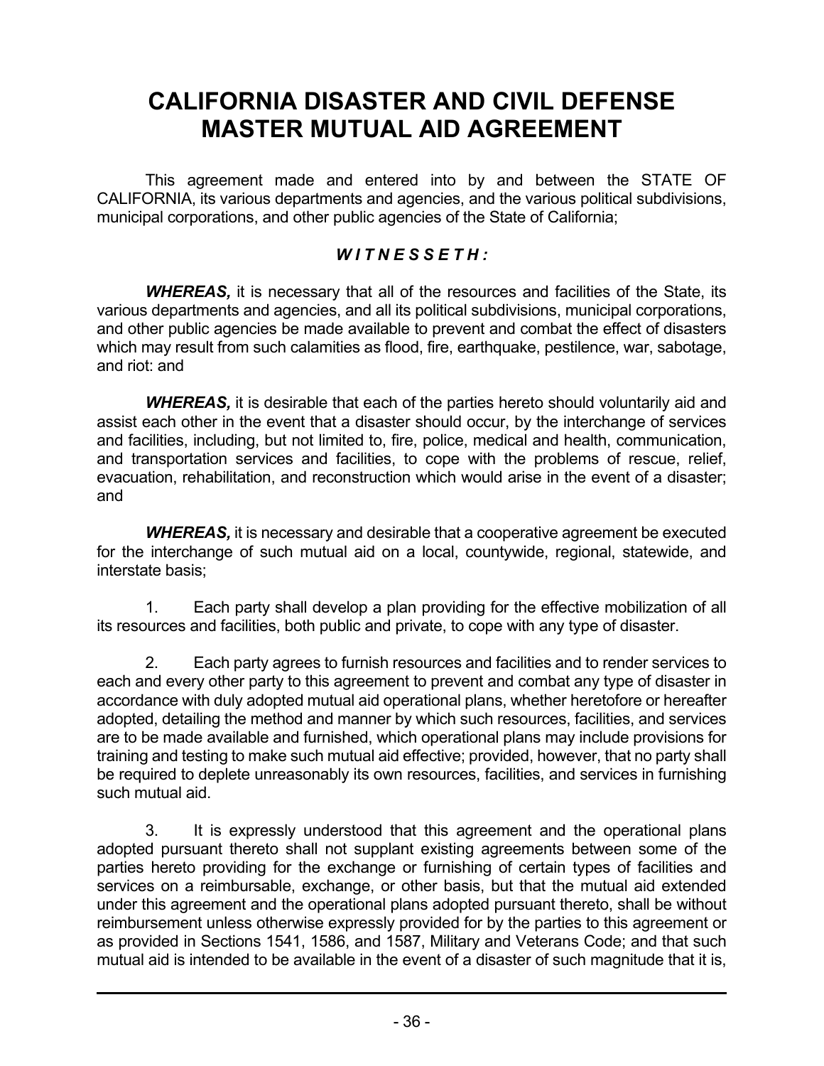# CALIFORNIA DISASTER AND CIVIL DEFENSE MASTER MUTUAL AID AGREEMENT

This agreement made and entered into by and between the STATE OF CALIFORNIA, its various departments and agencies, and the various political subdivisions, municipal corporations, and other public agencies of the State of California;

***W I T N E S S E T H :***

***WHEREAS,*** it is necessary that all of the resources and facilities of the State, its various departments and agencies, and all its political subdivisions, municipal corporations, and other public agencies be made available to prevent and combat the effect of disasters which may result from such calamities as flood, fire, earthquake, pestilence, war, sabotage, and riot: and

***WHEREAS,*** it is desirable that each of the parties hereto should voluntarily aid and assist each other in the event that a disaster should occur, by the interchange of services and facilities, including, but not limited to, fire, police, medical and health, communication, and transportation services and facilities, to cope with the problems of rescue, relief, evacuation, rehabilitation, and reconstruction which would arise in the event of a disaster; and

***WHEREAS,*** it is necessary and desirable that a cooperative agreement be executed for the interchange of such mutual aid on a local, countywide, regional, statewide, and interstate basis;

1. Each party shall develop a plan providing for the effective mobilization of all its resources and facilities, both public and private, to cope with any type of disaster.

2. Each party agrees to furnish resources and facilities and to render services to each and every other party to this agreement to prevent and combat any type of disaster in accordance with duly adopted mutual aid operational plans, whether heretofore or hereafter adopted, detailing the method and manner by which such resources, facilities, and services are to be made available and furnished, which operational plans may include provisions for training and testing to make such mutual aid effective; provided, however, that no party shall be required to deplete unreasonably its own resources, facilities, and services in furnishing such mutual aid.

3. It is expressly understood that this agreement and the operational plans adopted pursuant thereto shall not supplant existing agreements between some of the parties hereto providing for the exchange or furnishing of certain types of facilities and services on a reimbursable, exchange, or other basis, but that the mutual aid extended under this agreement and the operational plans adopted pursuant thereto, shall be without reimbursement unless otherwise expressly provided for by the parties to this agreement or as provided in Sections 1541, 1586, and 1587, Military and Veterans Code; and that such mutual aid is intended to be available in the event of a disaster of such magnitude that it is,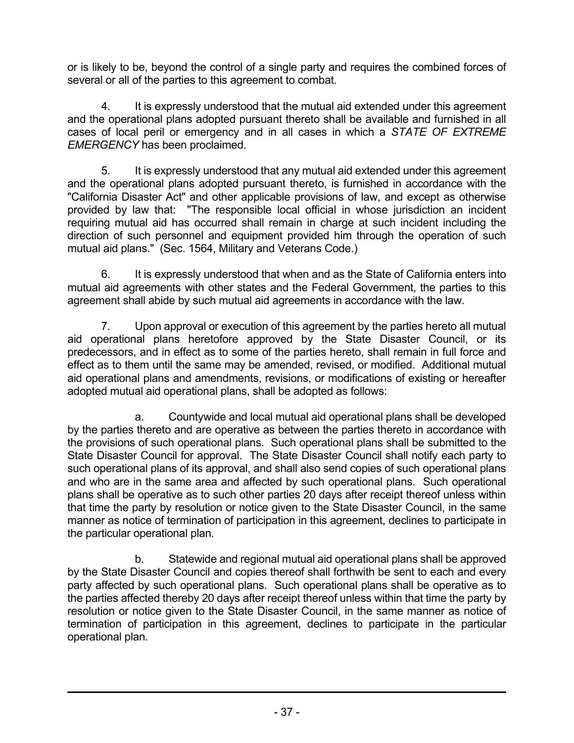or is likely to be, beyond the control of a single party and requires the combined forces of several or all of the parties to this agreement to combat.

4. It is expressly understood that the mutual aid extended under this agreement and the operational plans adopted pursuant thereto shall be available and furnished in all cases of local peril or emergency and in all cases in which a *STATE OF EXTREME EMERGENCY* has been proclaimed.

5. It is expressly understood that any mutual aid extended under this agreement and the operational plans adopted pursuant thereto, is furnished in accordance with the "California Disaster Act" and other applicable provisions of law, and except as otherwise provided by law that: "The responsible local official in whose jurisdiction an incident requiring mutual aid has occurred shall remain in charge at such incident including the direction of such personnel and equipment provided him through the operation of such mutual aid plans." (Sec. 1564, Military and Veterans Code.)

6. It is expressly understood that when and as the State of California enters into mutual aid agreements with other states and the Federal Government, the parties to this agreement shall abide by such mutual aid agreements in accordance with the law.

7. Upon approval or execution of this agreement by the parties hereto all mutual aid operational plans heretofore approved by the State Disaster Council, or its predecessors, and in effect as to some of the parties hereto, shall remain in full force and effect as to them until the same may be amended, revised, or modified. Additional mutual aid operational plans and amendments, revisions, or modifications of existing or hereafter adopted mutual aid operational plans, shall be adopted as follows:

a. Countywide and local mutual aid operational plans shall be developed by the parties thereto and are operative as between the parties thereto in accordance with the provisions of such operational plans. Such operational plans shall be submitted to the State Disaster Council for approval. The State Disaster Council shall notify each party to such operational plans of its approval, and shall also send copies of such operational plans and who are in the same area and affected by such operational plans. Such operational plans shall be operative as to such other parties 20 days after receipt thereof unless within that time the party by resolution or notice given to the State Disaster Council, in the same manner as notice of termination of participation in this agreement, declines to participate in the particular operational plan.

b. Statewide and regional mutual aid operational plans shall be approved by the State Disaster Council and copies thereof shall forthwith be sent to each and every party affected by such operational plans. Such operational plans shall be operative as to the parties affected thereby 20 days after receipt thereof unless within that time the party by resolution or notice given to the State Disaster Council, in the same manner as notice of termination of participation in this agreement, declines to participate in the particular operational plan.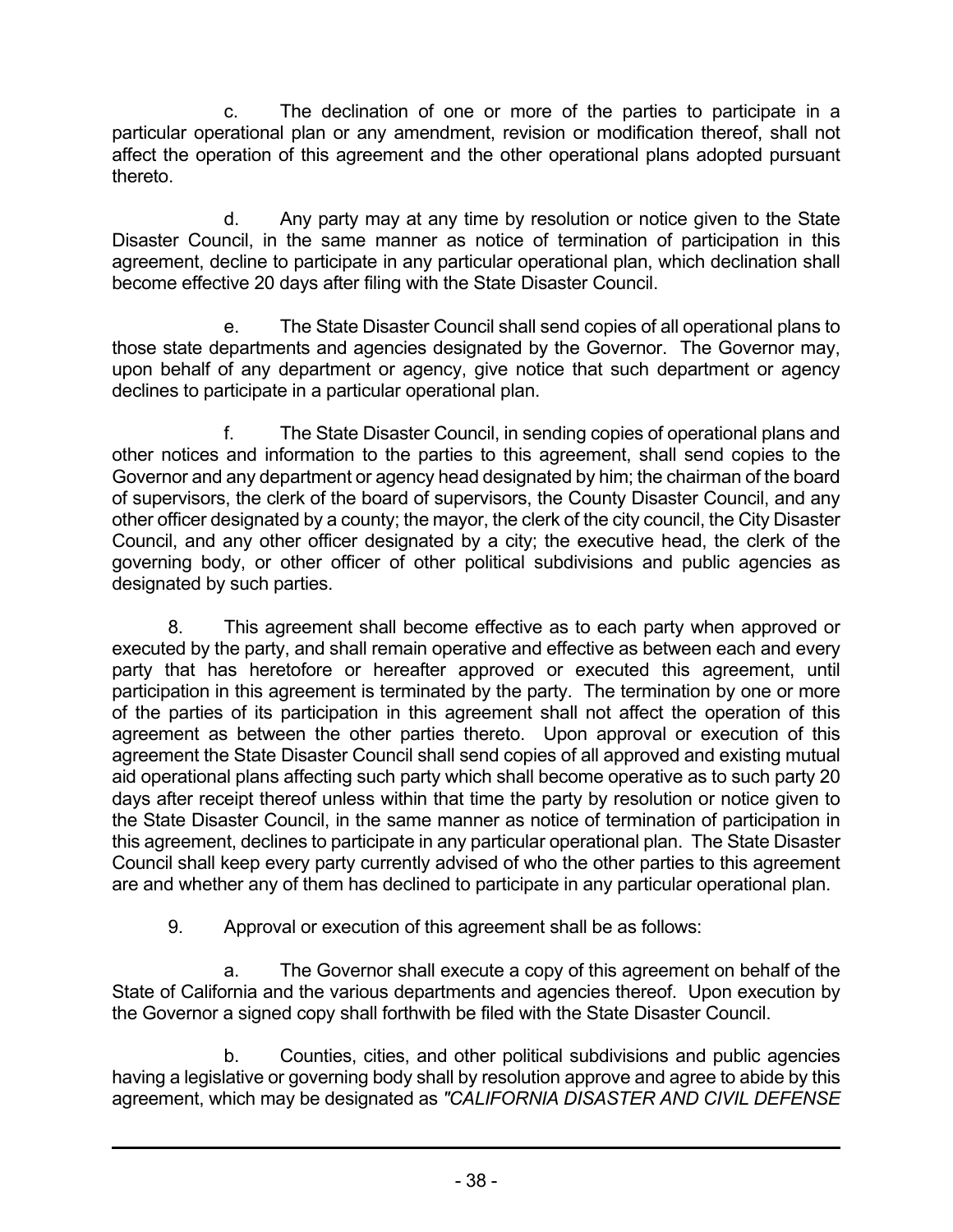c. The declination of one or more of the parties to participate in a particular operational plan or any amendment, revision or modification thereof, shall not affect the operation of this agreement and the other operational plans adopted pursuant thereto.

d. Any party may at any time by resolution or notice given to the State Disaster Council, in the same manner as notice of termination of participation in this agreement, decline to participate in any particular operational plan, which declination shall become effective 20 days after filing with the State Disaster Council.

e. The State Disaster Council shall send copies of all operational plans to those state departments and agencies designated by the Governor. The Governor may, upon behalf of any department or agency, give notice that such department or agency declines to participate in a particular operational plan.

f. The State Disaster Council, in sending copies of operational plans and other notices and information to the parties to this agreement, shall send copies to the Governor and any department or agency head designated by him; the chairman of the board of supervisors, the clerk of the board of supervisors, the County Disaster Council, and any other officer designated by a county; the mayor, the clerk of the city council, the City Disaster Council, and any other officer designated by a city; the executive head, the clerk of the governing body, or other officer of other political subdivisions and public agencies as designated by such parties.

8. This agreement shall become effective as to each party when approved or executed by the party, and shall remain operative and effective as between each and every party that has heretofore or hereafter approved or executed this agreement, until participation in this agreement is terminated by the party. The termination by one or more of the parties of its participation in this agreement shall not affect the operation of this agreement as between the other parties thereto. Upon approval or execution of this agreement the State Disaster Council shall send copies of all approved and existing mutual aid operational plans affecting such party which shall become operative as to such party 20 days after receipt thereof unless within that time the party by resolution or notice given to the State Disaster Council, in the same manner as notice of termination of participation in this agreement, declines to participate in any particular operational plan. The State Disaster Council shall keep every party currently advised of who the other parties to this agreement are and whether any of them has declined to participate in any particular operational plan.

9. Approval or execution of this agreement shall be as follows:

a. The Governor shall execute a copy of this agreement on behalf of the State of California and the various departments and agencies thereof. Upon execution by the Governor a signed copy shall forthwith be filed with the State Disaster Council.

b. Counties, cities, and other political subdivisions and public agencies having a legislative or governing body shall by resolution approve and agree to abide by this agreement, which may be designated as *"CALIFORNIA DISASTER AND CIVIL DEFENSE*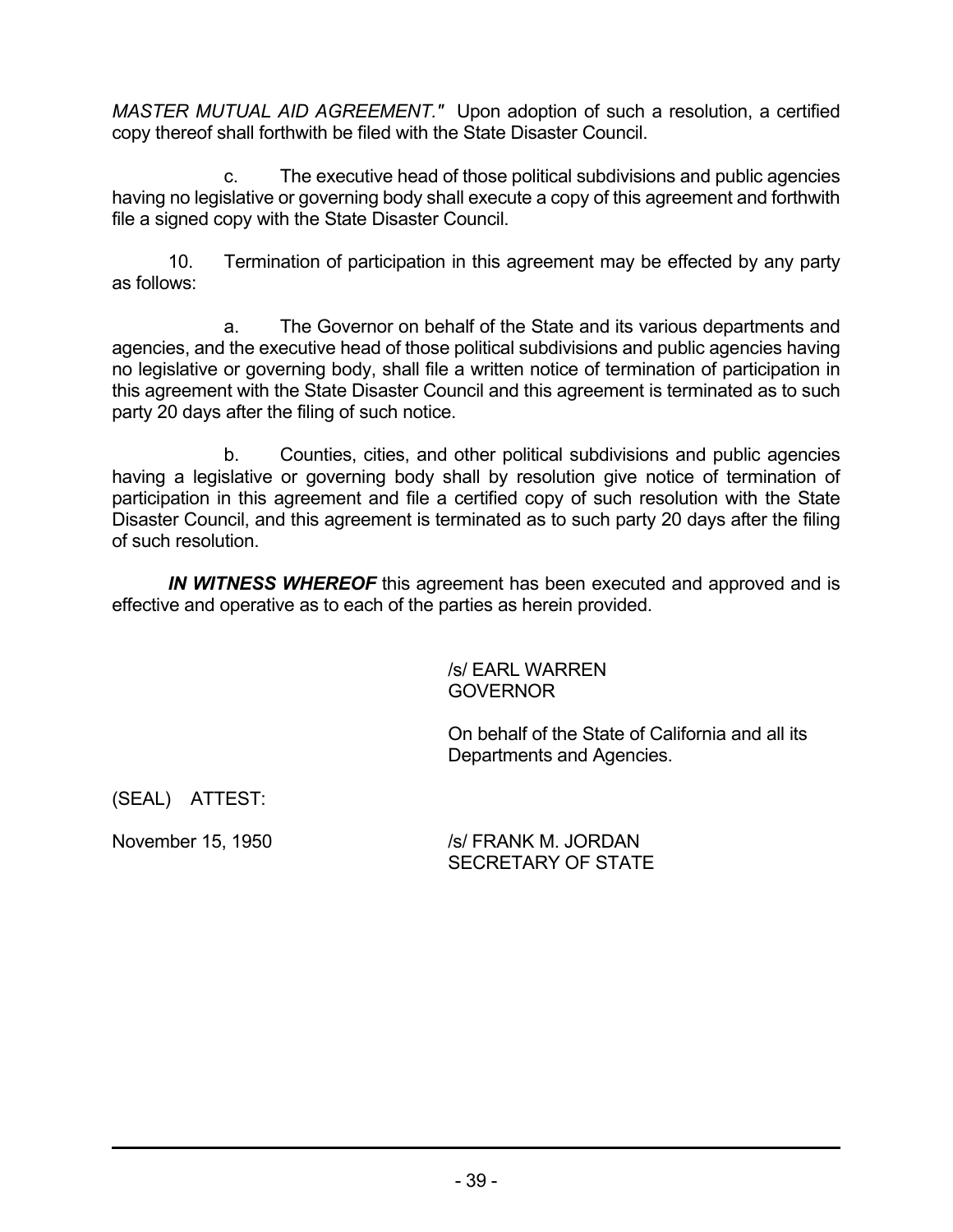*MASTER MUTUAL AID AGREEMENT."* Upon adoption of such a resolution, a certified copy thereof shall forthwith be filed with the State Disaster Council.

c. The executive head of those political subdivisions and public agencies having no legislative or governing body shall execute a copy of this agreement and forthwith file a signed copy with the State Disaster Council.

10. Termination of participation in this agreement may be effected by any party as follows:

a. The Governor on behalf of the State and its various departments and agencies, and the executive head of those political subdivisions and public agencies having no legislative or governing body, shall file a written notice of termination of participation in this agreement with the State Disaster Council and this agreement is terminated as to such party 20 days after the filing of such notice.

b. Counties, cities, and other political subdivisions and public agencies having a legislative or governing body shall by resolution give notice of termination of participation in this agreement and file a certified copy of such resolution with the State Disaster Council, and this agreement is terminated as to such party 20 days after the filing of such resolution.

***IN WITNESS WHEREOF*** this agreement has been executed and approved and is effective and operative as to each of the parties as herein provided.

/s/ EARL WARREN
GOVERNOR

On behalf of the State of California and all its Departments and Agencies.

(SEAL) ATTEST:

November 15, 1950

/s/ FRANK M. JORDAN
SECRETARY OF STATE